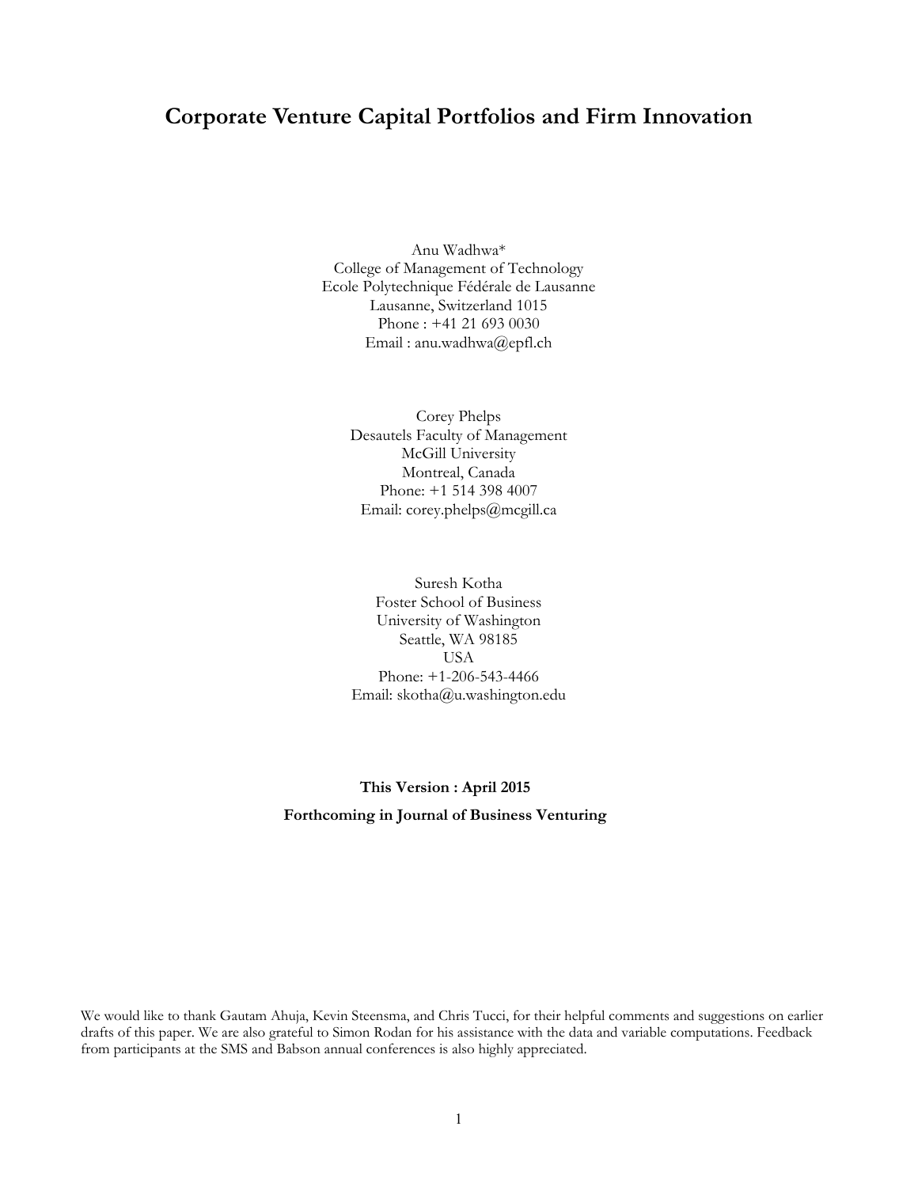# Corporate Venture Capital Portfolios and Firm Innovation

Anu Wadhwa*
College of Management of Technology
Ecole Polytechnique Fédérale de Lausanne
Lausanne, Switzerland 1015
Phone : +41 21 693 0030
Email : anu.wadhwa@epfl.ch

Corey Phelps
Desautels Faculty of Management
McGill University
Montreal, Canada
Phone: +1 514 398 4007
Email: corey.phelps@mcgill.ca

Suresh Kotha
Foster School of Business
University of Washington
Seattle, WA 98185
USA
Phone: +1-206-543-4466
Email: skotha@u.washington.edu

**This Version : April 2015**

**Forthcoming in Journal of Business Venturing**

We would like to thank Gautam Ahuja, Kevin Steensma, and Chris Tucci, for their helpful comments and suggestions on earlier drafts of this paper. We are also grateful to Simon Rodan for his assistance with the data and variable computations. Feedback from participants at the SMS and Babson annual conferences is also highly appreciated.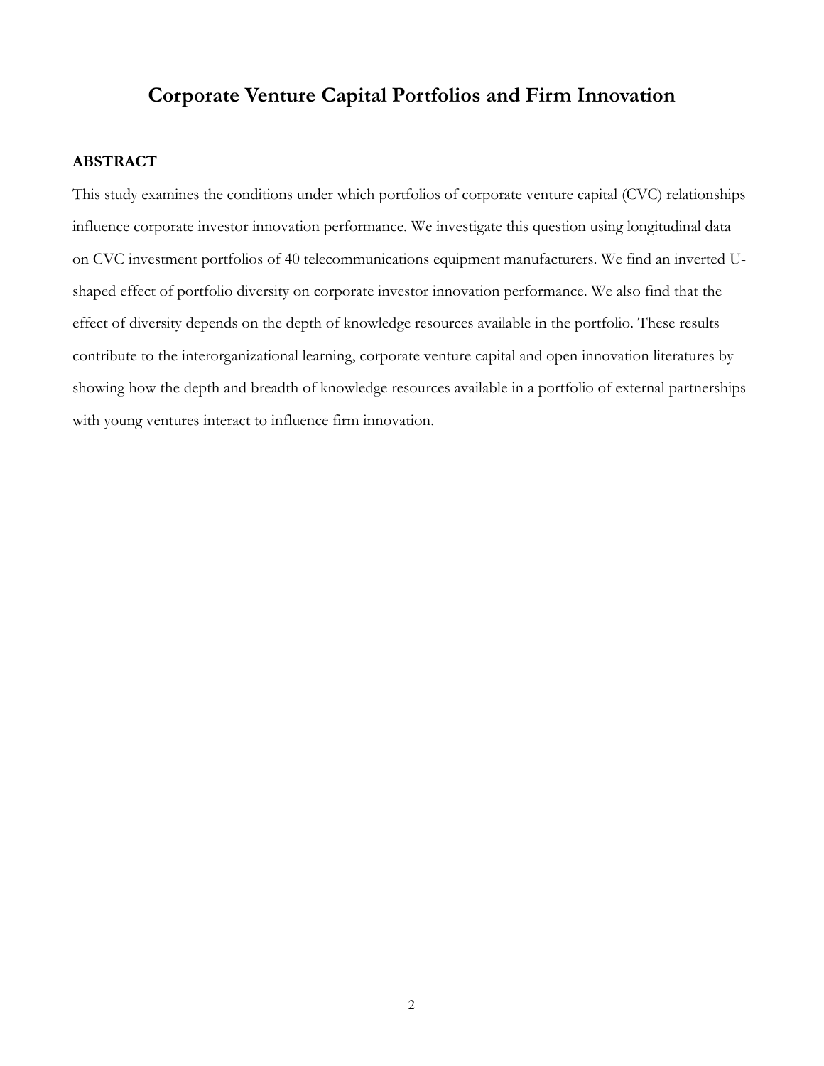# Corporate Venture Capital Portfolios and Firm Innovation

## ABSTRACT

This study examines the conditions under which portfolios of corporate venture capital (CVC) relationships influence corporate investor innovation performance. We investigate this question using longitudinal data on CVC investment portfolios of 40 telecommunications equipment manufacturers. We find an inverted U-shaped effect of portfolio diversity on corporate investor innovation performance. We also find that the effect of diversity depends on the depth of knowledge resources available in the portfolio. These results contribute to the interorganizational learning, corporate venture capital and open innovation literatures by showing how the depth and breadth of knowledge resources available in a portfolio of external partnerships with young ventures interact to influence firm innovation.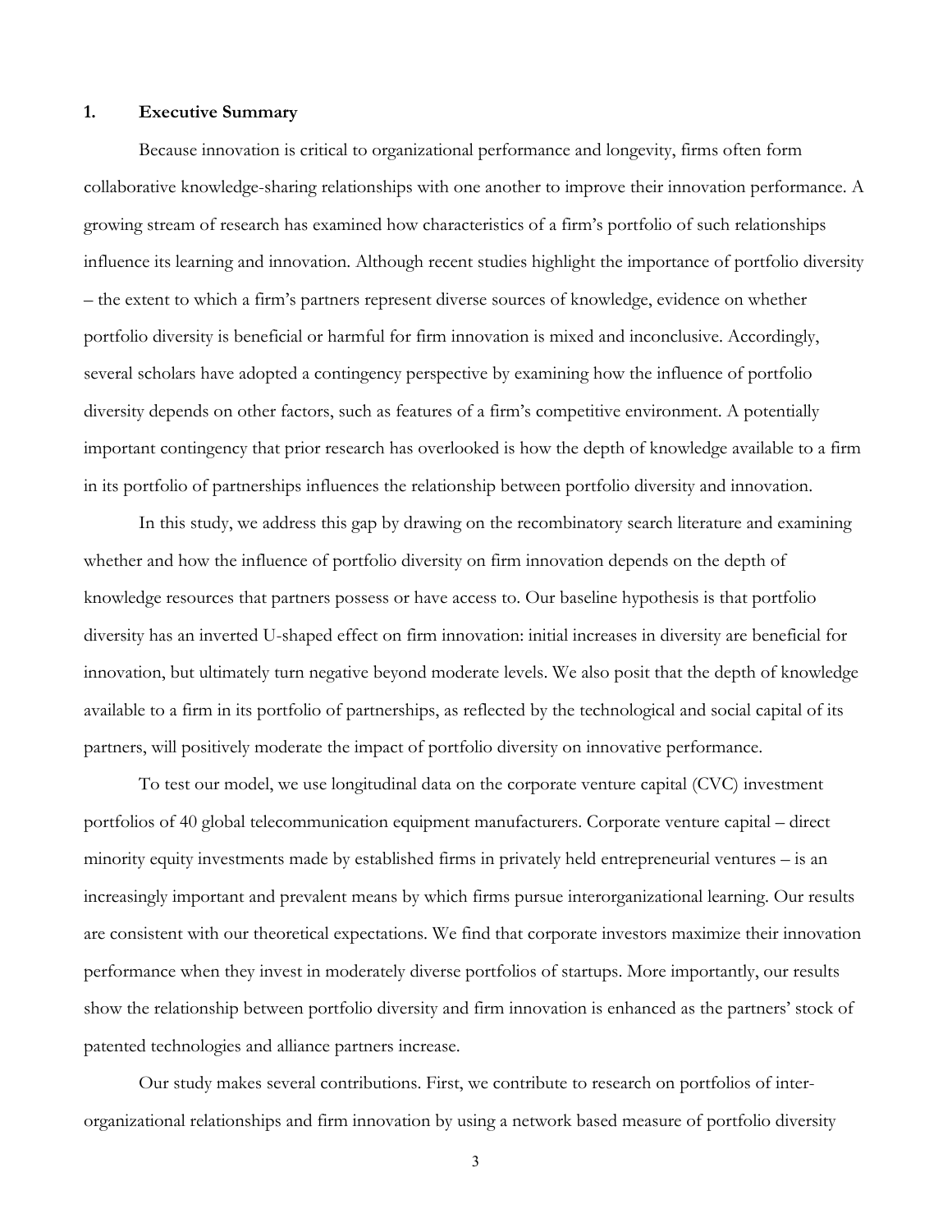## 1. Executive Summary

Because innovation is critical to organizational performance and longevity, firms often form collaborative knowledge-sharing relationships with one another to improve their innovation performance. A growing stream of research has examined how characteristics of a firm's portfolio of such relationships influence its learning and innovation. Although recent studies highlight the importance of portfolio diversity – the extent to which a firm's partners represent diverse sources of knowledge, evidence on whether portfolio diversity is beneficial or harmful for firm innovation is mixed and inconclusive. Accordingly, several scholars have adopted a contingency perspective by examining how the influence of portfolio diversity depends on other factors, such as features of a firm's competitive environment. A potentially important contingency that prior research has overlooked is how the depth of knowledge available to a firm in its portfolio of partnerships influences the relationship between portfolio diversity and innovation.

In this study, we address this gap by drawing on the recombinatory search literature and examining whether and how the influence of portfolio diversity on firm innovation depends on the depth of knowledge resources that partners possess or have access to. Our baseline hypothesis is that portfolio diversity has an inverted U-shaped effect on firm innovation: initial increases in diversity are beneficial for innovation, but ultimately turn negative beyond moderate levels. We also posit that the depth of knowledge available to a firm in its portfolio of partnerships, as reflected by the technological and social capital of its partners, will positively moderate the impact of portfolio diversity on innovative performance.

To test our model, we use longitudinal data on the corporate venture capital (CVC) investment portfolios of 40 global telecommunication equipment manufacturers. Corporate venture capital – direct minority equity investments made by established firms in privately held entrepreneurial ventures – is an increasingly important and prevalent means by which firms pursue interorganizational learning. Our results are consistent with our theoretical expectations. We find that corporate investors maximize their innovation performance when they invest in moderately diverse portfolios of startups. More importantly, our results show the relationship between portfolio diversity and firm innovation is enhanced as the partners' stock of patented technologies and alliance partners increase.

Our study makes several contributions. First, we contribute to research on portfolios of inter-organizational relationships and firm innovation by using a network based measure of portfolio diversity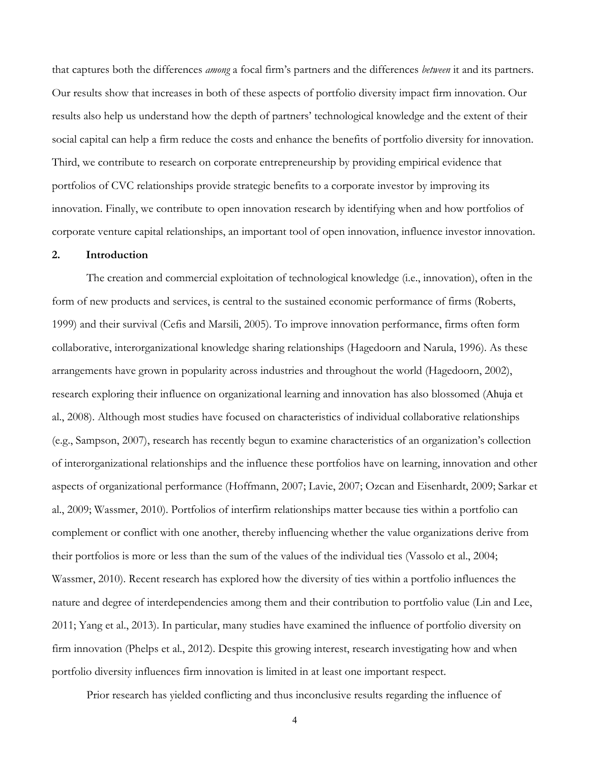that captures both the differences *among* a focal firm's partners and the differences *between* it and its partners. Our results show that increases in both of these aspects of portfolio diversity impact firm innovation. Our results also help us understand how the depth of partners' technological knowledge and the extent of their social capital can help a firm reduce the costs and enhance the benefits of portfolio diversity for innovation. Third, we contribute to research on corporate entrepreneurship by providing empirical evidence that portfolios of CVC relationships provide strategic benefits to a corporate investor by improving its innovation. Finally, we contribute to open innovation research by identifying when and how portfolios of corporate venture capital relationships, an important tool of open innovation, influence investor innovation.

## 2. Introduction

The creation and commercial exploitation of technological knowledge (i.e., innovation), often in the form of new products and services, is central to the sustained economic performance of firms (Roberts, 1999) and their survival (Cefis and Marsili, 2005). To improve innovation performance, firms often form collaborative, interorganizational knowledge sharing relationships (Hagedoorn and Narula, 1996). As these arrangements have grown in popularity across industries and throughout the world (Hagedoorn, 2002), research exploring their influence on organizational learning and innovation has also blossomed (Ahuja et al., 2008). Although most studies have focused on characteristics of individual collaborative relationships (e.g., Sampson, 2007), research has recently begun to examine characteristics of an organization's collection of interorganizational relationships and the influence these portfolios have on learning, innovation and other aspects of organizational performance (Hoffmann, 2007; Lavie, 2007; Ozcan and Eisenhardt, 2009; Sarkar et al., 2009; Wassmer, 2010). Portfolios of interfirm relationships matter because ties within a portfolio can complement or conflict with one another, thereby influencing whether the value organizations derive from their portfolios is more or less than the sum of the values of the individual ties (Vassolo et al., 2004; Wassmer, 2010). Recent research has explored how the diversity of ties within a portfolio influences the nature and degree of interdependencies among them and their contribution to portfolio value (Lin and Lee, 2011; Yang et al., 2013). In particular, many studies have examined the influence of portfolio diversity on firm innovation (Phelps et al., 2012). Despite this growing interest, research investigating how and when portfolio diversity influences firm innovation is limited in at least one important respect.

Prior research has yielded conflicting and thus inconclusive results regarding the influence of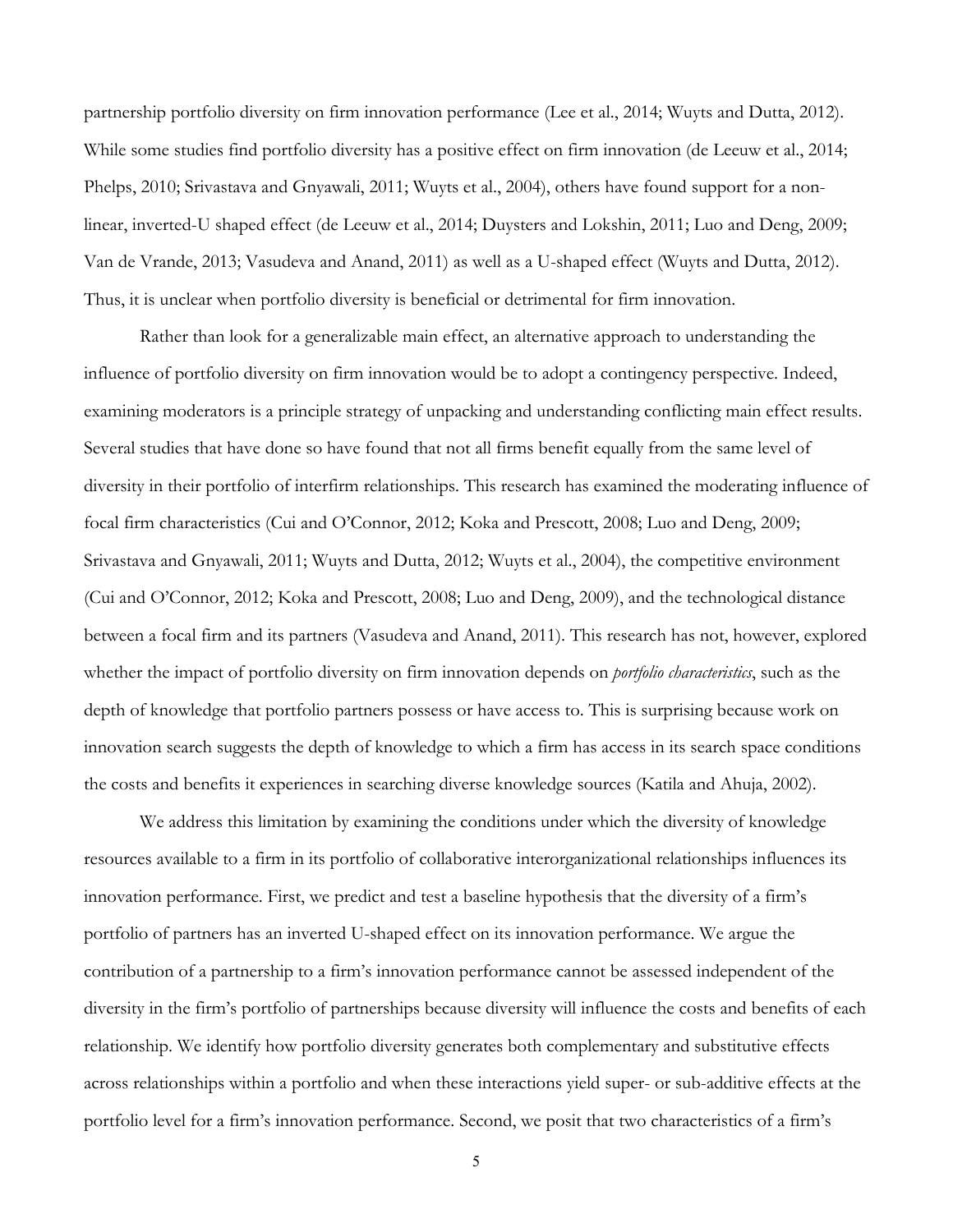partnership portfolio diversity on firm innovation performance (Lee et al., 2014; Wuyts and Dutta, 2012). While some studies find portfolio diversity has a positive effect on firm innovation (de Leeuw et al., 2014; Phelps, 2010; Srivastava and Gnyawali, 2011; Wuyts et al., 2004), others have found support for a non-linear, inverted-U shaped effect (de Leeuw et al., 2014; Duysters and Lokshin, 2011; Luo and Deng, 2009; Van de Vrande, 2013; Vasudeva and Anand, 2011) as well as a U-shaped effect (Wuyts and Dutta, 2012). Thus, it is unclear when portfolio diversity is beneficial or detrimental for firm innovation.

Rather than look for a generalizable main effect, an alternative approach to understanding the influence of portfolio diversity on firm innovation would be to adopt a contingency perspective. Indeed, examining moderators is a principle strategy of unpacking and understanding conflicting main effect results. Several studies that have done so have found that not all firms benefit equally from the same level of diversity in their portfolio of interfirm relationships. This research has examined the moderating influence of focal firm characteristics (Cui and O'Connor, 2012; Koka and Prescott, 2008; Luo and Deng, 2009; Srivastava and Gnyawali, 2011; Wuyts and Dutta, 2012; Wuyts et al., 2004), the competitive environment (Cui and O'Connor, 2012; Koka and Prescott, 2008; Luo and Deng, 2009), and the technological distance between a focal firm and its partners (Vasudeva and Anand, 2011). This research has not, however, explored whether the impact of portfolio diversity on firm innovation depends on *portfolio characteristics*, such as the depth of knowledge that portfolio partners possess or have access to. This is surprising because work on innovation search suggests the depth of knowledge to which a firm has access in its search space conditions the costs and benefits it experiences in searching diverse knowledge sources (Katila and Ahuja, 2002).

We address this limitation by examining the conditions under which the diversity of knowledge resources available to a firm in its portfolio of collaborative interorganizational relationships influences its innovation performance. First, we predict and test a baseline hypothesis that the diversity of a firm's portfolio of partners has an inverted U-shaped effect on its innovation performance. We argue the contribution of a partnership to a firm's innovation performance cannot be assessed independent of the diversity in the firm's portfolio of partnerships because diversity will influence the costs and benefits of each relationship. We identify how portfolio diversity generates both complementary and substitutive effects across relationships within a portfolio and when these interactions yield super- or sub-additive effects at the portfolio level for a firm's innovation performance. Second, we posit that two characteristics of a firm's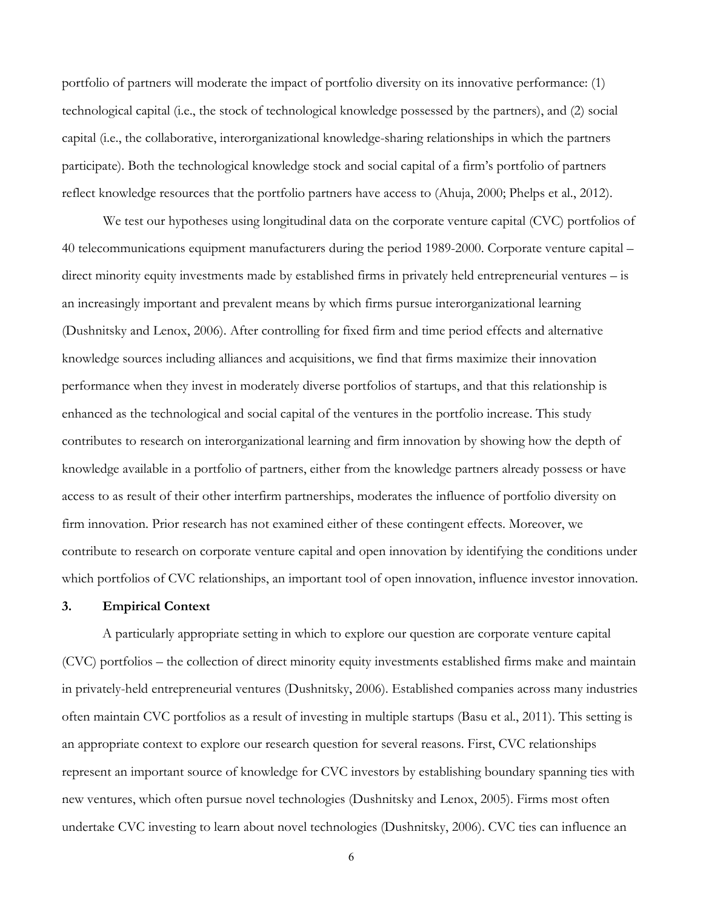portfolio of partners will moderate the impact of portfolio diversity on its innovative performance: (1) technological capital (i.e., the stock of technological knowledge possessed by the partners), and (2) social capital (i.e., the collaborative, interorganizational knowledge-sharing relationships in which the partners participate). Both the technological knowledge stock and social capital of a firm's portfolio of partners reflect knowledge resources that the portfolio partners have access to (Ahuja, 2000; Phelps et al., 2012).

We test our hypotheses using longitudinal data on the corporate venture capital (CVC) portfolios of 40 telecommunications equipment manufacturers during the period 1989-2000. Corporate venture capital – direct minority equity investments made by established firms in privately held entrepreneurial ventures – is an increasingly important and prevalent means by which firms pursue interorganizational learning (Dushnitsky and Lenox, 2006). After controlling for fixed firm and time period effects and alternative knowledge sources including alliances and acquisitions, we find that firms maximize their innovation performance when they invest in moderately diverse portfolios of startups, and that this relationship is enhanced as the technological and social capital of the ventures in the portfolio increase. This study contributes to research on interorganizational learning and firm innovation by showing how the depth of knowledge available in a portfolio of partners, either from the knowledge partners already possess or have access to as result of their other interfirm partnerships, moderates the influence of portfolio diversity on firm innovation. Prior research has not examined either of these contingent effects. Moreover, we contribute to research on corporate venture capital and open innovation by identifying the conditions under which portfolios of CVC relationships, an important tool of open innovation, influence investor innovation.

## 3. Empirical Context

A particularly appropriate setting in which to explore our question are corporate venture capital (CVC) portfolios – the collection of direct minority equity investments established firms make and maintain in privately-held entrepreneurial ventures (Dushnitsky, 2006). Established companies across many industries often maintain CVC portfolios as a result of investing in multiple startups (Basu et al., 2011). This setting is an appropriate context to explore our research question for several reasons. First, CVC relationships represent an important source of knowledge for CVC investors by establishing boundary spanning ties with new ventures, which often pursue novel technologies (Dushnitsky and Lenox, 2005). Firms most often undertake CVC investing to learn about novel technologies (Dushnitsky, 2006). CVC ties can influence an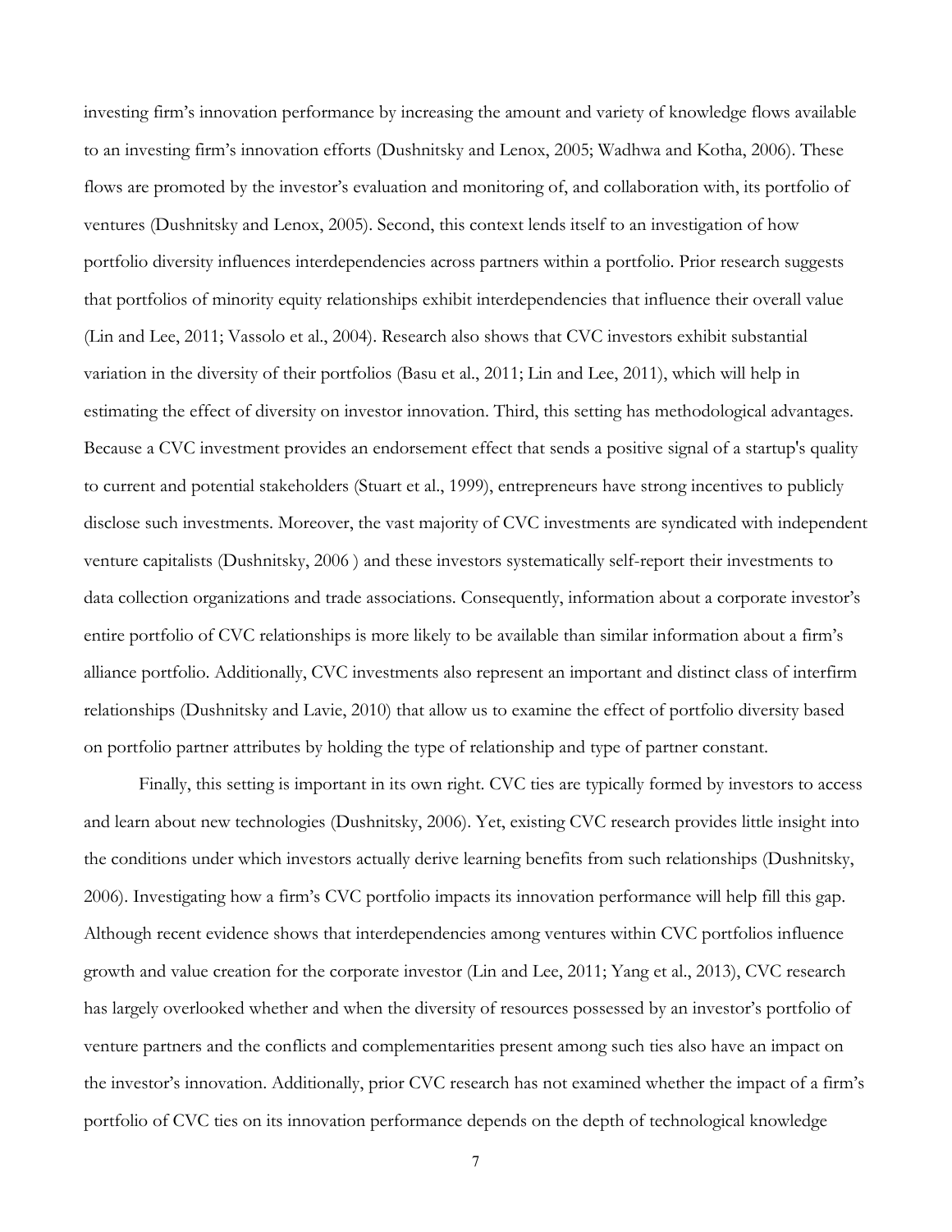investing firm's innovation performance by increasing the amount and variety of knowledge flows available to an investing firm's innovation efforts (Dushnitsky and Lenox, 2005; Wadhwa and Kotha, 2006). These flows are promoted by the investor's evaluation and monitoring of, and collaboration with, its portfolio of ventures (Dushnitsky and Lenox, 2005). Second, this context lends itself to an investigation of how portfolio diversity influences interdependencies across partners within a portfolio. Prior research suggests that portfolios of minority equity relationships exhibit interdependencies that influence their overall value (Lin and Lee, 2011; Vassolo et al., 2004). Research also shows that CVC investors exhibit substantial variation in the diversity of their portfolios (Basu et al., 2011; Lin and Lee, 2011), which will help in estimating the effect of diversity on investor innovation. Third, this setting has methodological advantages. Because a CVC investment provides an endorsement effect that sends a positive signal of a startup's quality to current and potential stakeholders (Stuart et al., 1999), entrepreneurs have strong incentives to publicly disclose such investments. Moreover, the vast majority of CVC investments are syndicated with independent venture capitalists (Dushnitsky, 2006 ) and these investors systematically self-report their investments to data collection organizations and trade associations. Consequently, information about a corporate investor's entire portfolio of CVC relationships is more likely to be available than similar information about a firm's alliance portfolio. Additionally, CVC investments also represent an important and distinct class of interfirm relationships (Dushnitsky and Lavie, 2010) that allow us to examine the effect of portfolio diversity based on portfolio partner attributes by holding the type of relationship and type of partner constant.

Finally, this setting is important in its own right. CVC ties are typically formed by investors to access and learn about new technologies (Dushnitsky, 2006). Yet, existing CVC research provides little insight into the conditions under which investors actually derive learning benefits from such relationships (Dushnitsky, 2006). Investigating how a firm's CVC portfolio impacts its innovation performance will help fill this gap. Although recent evidence shows that interdependencies among ventures within CVC portfolios influence growth and value creation for the corporate investor (Lin and Lee, 2011; Yang et al., 2013), CVC research has largely overlooked whether and when the diversity of resources possessed by an investor's portfolio of venture partners and the conflicts and complementarities present among such ties also have an impact on the investor's innovation. Additionally, prior CVC research has not examined whether the impact of a firm's portfolio of CVC ties on its innovation performance depends on the depth of technological knowledge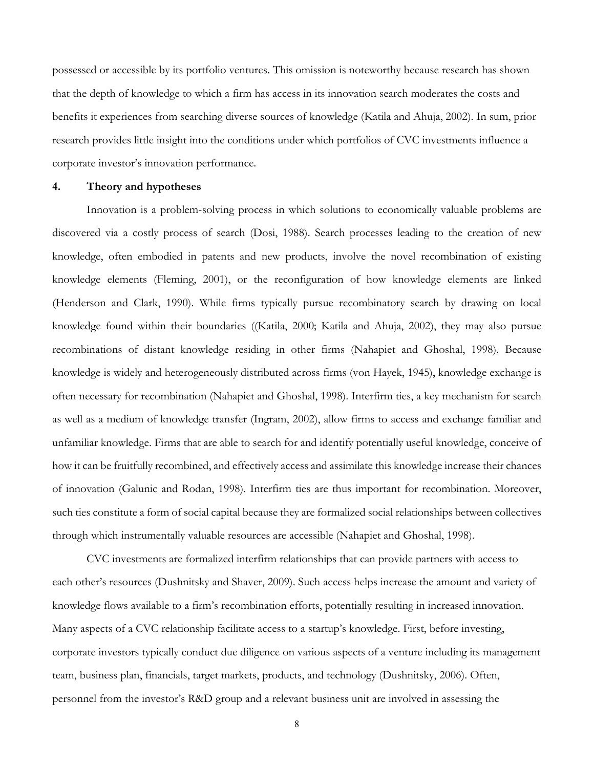possessed or accessible by its portfolio ventures. This omission is noteworthy because research has shown that the depth of knowledge to which a firm has access in its innovation search moderates the costs and benefits it experiences from searching diverse sources of knowledge (Katila and Ahuja, 2002). In sum, prior research provides little insight into the conditions under which portfolios of CVC investments influence a corporate investor's innovation performance.

## 4. Theory and hypotheses

Innovation is a problem-solving process in which solutions to economically valuable problems are discovered via a costly process of search (Dosi, 1988). Search processes leading to the creation of new knowledge, often embodied in patents and new products, involve the novel recombination of existing knowledge elements (Fleming, 2001), or the reconfiguration of how knowledge elements are linked (Henderson and Clark, 1990). While firms typically pursue recombinatory search by drawing on local knowledge found within their boundaries ((Katila, 2000; Katila and Ahuja, 2002), they may also pursue recombinations of distant knowledge residing in other firms (Nahapiet and Ghoshal, 1998). Because knowledge is widely and heterogeneously distributed across firms (von Hayek, 1945), knowledge exchange is often necessary for recombination (Nahapiet and Ghoshal, 1998). Interfirm ties, a key mechanism for search as well as a medium of knowledge transfer (Ingram, 2002), allow firms to access and exchange familiar and unfamiliar knowledge. Firms that are able to search for and identify potentially useful knowledge, conceive of how it can be fruitfully recombined, and effectively access and assimilate this knowledge increase their chances of innovation (Galunic and Rodan, 1998). Interfirm ties are thus important for recombination. Moreover, such ties constitute a form of social capital because they are formalized social relationships between collectives through which instrumentally valuable resources are accessible (Nahapiet and Ghoshal, 1998).

CVC investments are formalized interfirm relationships that can provide partners with access to each other's resources (Dushnitsky and Shaver, 2009). Such access helps increase the amount and variety of knowledge flows available to a firm's recombination efforts, potentially resulting in increased innovation. Many aspects of a CVC relationship facilitate access to a startup's knowledge. First, before investing, corporate investors typically conduct due diligence on various aspects of a venture including its management team, business plan, financials, target markets, products, and technology (Dushnitsky, 2006). Often, personnel from the investor's R&D group and a relevant business unit are involved in assessing the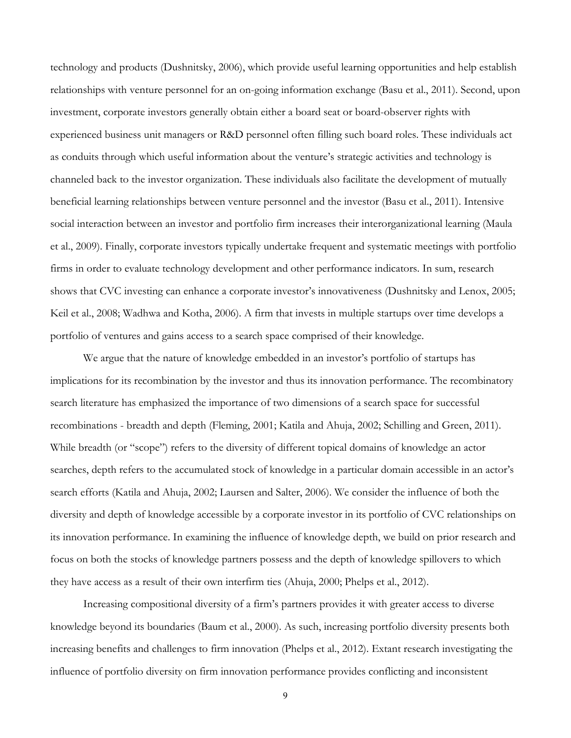technology and products (Dushnitsky, 2006), which provide useful learning opportunities and help establish relationships with venture personnel for an on-going information exchange (Basu et al., 2011). Second, upon investment, corporate investors generally obtain either a board seat or board-observer rights with experienced business unit managers or R&D personnel often filling such board roles. These individuals act as conduits through which useful information about the venture's strategic activities and technology is channeled back to the investor organization. These individuals also facilitate the development of mutually beneficial learning relationships between venture personnel and the investor (Basu et al., 2011). Intensive social interaction between an investor and portfolio firm increases their interorganizational learning (Maula et al., 2009). Finally, corporate investors typically undertake frequent and systematic meetings with portfolio firms in order to evaluate technology development and other performance indicators. In sum, research shows that CVC investing can enhance a corporate investor's innovativeness (Dushnitsky and Lenox, 2005; Keil et al., 2008; Wadhwa and Kotha, 2006). A firm that invests in multiple startups over time develops a portfolio of ventures and gains access to a search space comprised of their knowledge.

We argue that the nature of knowledge embedded in an investor's portfolio of startups has implications for its recombination by the investor and thus its innovation performance. The recombinatory search literature has emphasized the importance of two dimensions of a search space for successful recombinations - breadth and depth (Fleming, 2001; Katila and Ahuja, 2002; Schilling and Green, 2011). While breadth (or "scope") refers to the diversity of different topical domains of knowledge an actor searches, depth refers to the accumulated stock of knowledge in a particular domain accessible in an actor's search efforts (Katila and Ahuja, 2002; Laursen and Salter, 2006). We consider the influence of both the diversity and depth of knowledge accessible by a corporate investor in its portfolio of CVC relationships on its innovation performance. In examining the influence of knowledge depth, we build on prior research and focus on both the stocks of knowledge partners possess and the depth of knowledge spillovers to which they have access as a result of their own interfirm ties (Ahuja, 2000; Phelps et al., 2012).

Increasing compositional diversity of a firm's partners provides it with greater access to diverse knowledge beyond its boundaries (Baum et al., 2000). As such, increasing portfolio diversity presents both increasing benefits and challenges to firm innovation (Phelps et al., 2012). Extant research investigating the influence of portfolio diversity on firm innovation performance provides conflicting and inconsistent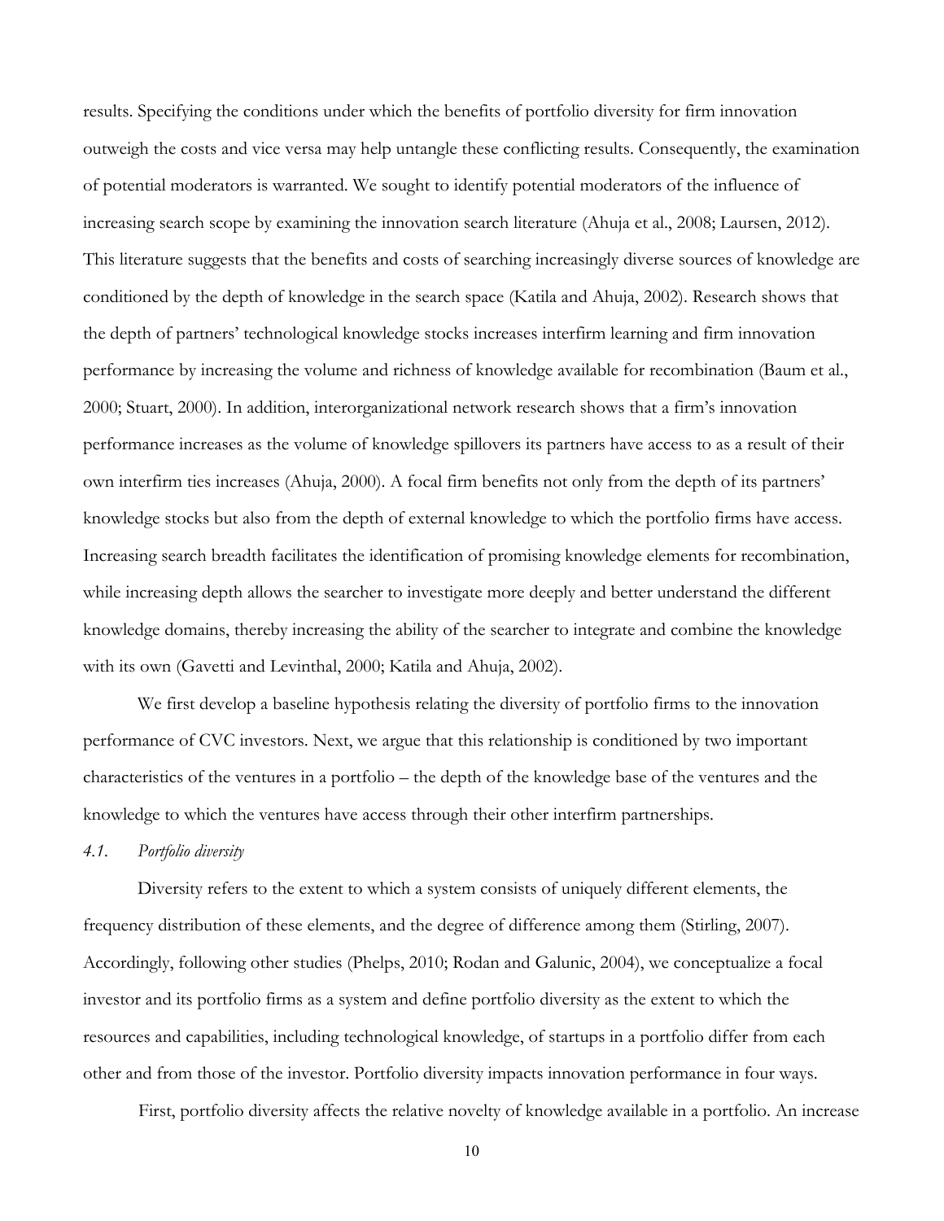results. Specifying the conditions under which the benefits of portfolio diversity for firm innovation outweigh the costs and vice versa may help untangle these conflicting results. Consequently, the examination of potential moderators is warranted. We sought to identify potential moderators of the influence of increasing search scope by examining the innovation search literature (Ahuja et al., 2008; Laursen, 2012). This literature suggests that the benefits and costs of searching increasingly diverse sources of knowledge are conditioned by the depth of knowledge in the search space (Katila and Ahuja, 2002). Research shows that the depth of partners' technological knowledge stocks increases interfirm learning and firm innovation performance by increasing the volume and richness of knowledge available for recombination (Baum et al., 2000; Stuart, 2000). In addition, interorganizational network research shows that a firm's innovation performance increases as the volume of knowledge spillovers its partners have access to as a result of their own interfirm ties increases (Ahuja, 2000). A focal firm benefits not only from the depth of its partners' knowledge stocks but also from the depth of external knowledge to which the portfolio firms have access. Increasing search breadth facilitates the identification of promising knowledge elements for recombination, while increasing depth allows the searcher to investigate more deeply and better understand the different knowledge domains, thereby increasing the ability of the searcher to integrate and combine the knowledge with its own (Gavetti and Levinthal, 2000; Katila and Ahuja, 2002).

We first develop a baseline hypothesis relating the diversity of portfolio firms to the innovation performance of CVC investors. Next, we argue that this relationship is conditioned by two important characteristics of the ventures in a portfolio – the depth of the knowledge base of the ventures and the knowledge to which the ventures have access through their other interfirm partnerships.

### *4.1. Portfolio diversity*

Diversity refers to the extent to which a system consists of uniquely different elements, the frequency distribution of these elements, and the degree of difference among them (Stirling, 2007). Accordingly, following other studies (Phelps, 2010; Rodan and Galunic, 2004), we conceptualize a focal investor and its portfolio firms as a system and define portfolio diversity as the extent to which the resources and capabilities, including technological knowledge, of startups in a portfolio differ from each other and from those of the investor. Portfolio diversity impacts innovation performance in four ways.

First, portfolio diversity affects the relative novelty of knowledge available in a portfolio. An increase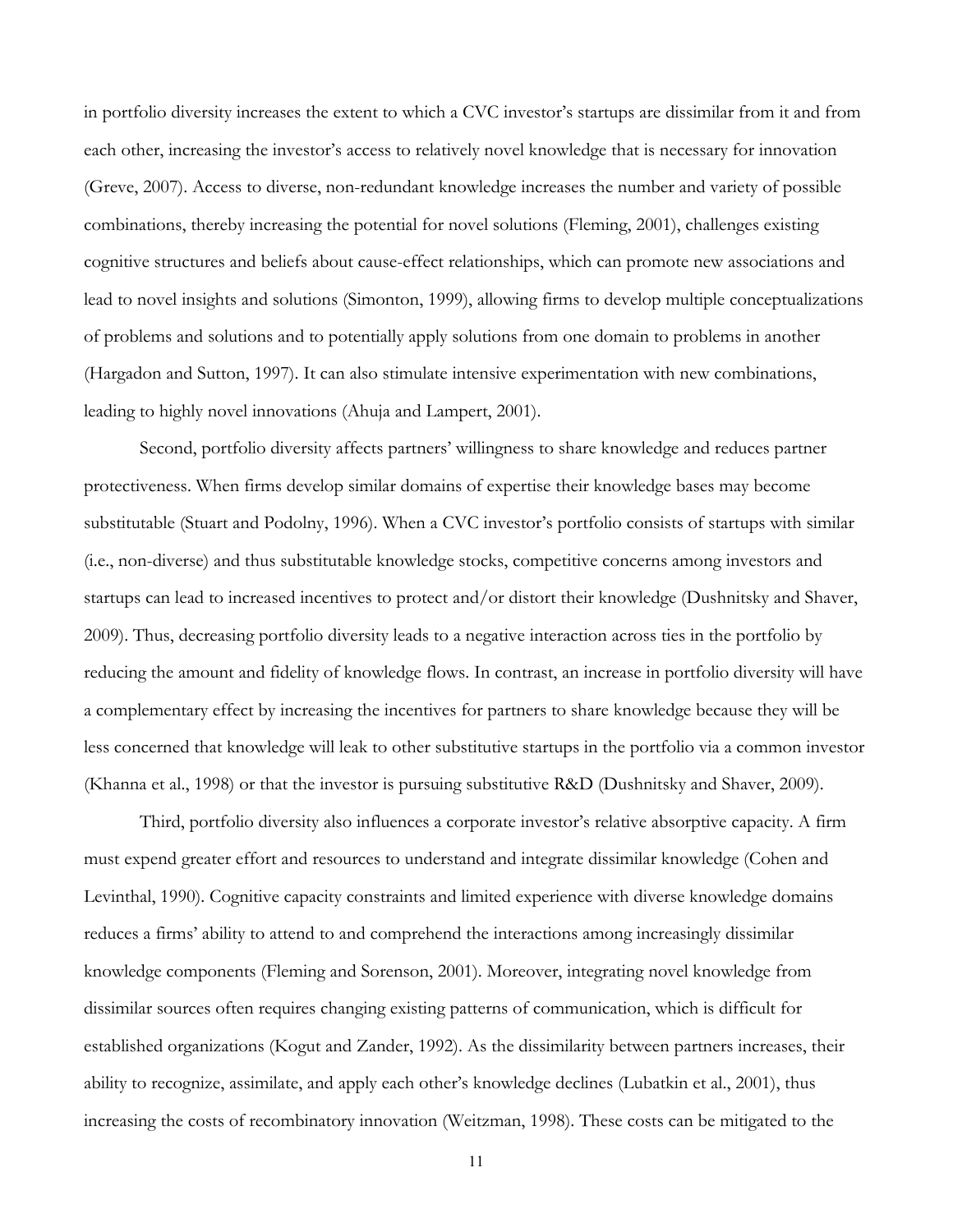in portfolio diversity increases the extent to which a CVC investor's startups are dissimilar from it and from each other, increasing the investor's access to relatively novel knowledge that is necessary for innovation (Greve, 2007). Access to diverse, non-redundant knowledge increases the number and variety of possible combinations, thereby increasing the potential for novel solutions (Fleming, 2001), challenges existing cognitive structures and beliefs about cause-effect relationships, which can promote new associations and lead to novel insights and solutions (Simonton, 1999), allowing firms to develop multiple conceptualizations of problems and solutions and to potentially apply solutions from one domain to problems in another (Hargadon and Sutton, 1997). It can also stimulate intensive experimentation with new combinations, leading to highly novel innovations (Ahuja and Lampert, 2001).

Second, portfolio diversity affects partners' willingness to share knowledge and reduces partner protectiveness. When firms develop similar domains of expertise their knowledge bases may become substitutable (Stuart and Podolny, 1996). When a CVC investor's portfolio consists of startups with similar (i.e., non-diverse) and thus substitutable knowledge stocks, competitive concerns among investors and startups can lead to increased incentives to protect and/or distort their knowledge (Dushnitsky and Shaver, 2009). Thus, decreasing portfolio diversity leads to a negative interaction across ties in the portfolio by reducing the amount and fidelity of knowledge flows. In contrast, an increase in portfolio diversity will have a complementary effect by increasing the incentives for partners to share knowledge because they will be less concerned that knowledge will leak to other substitutive startups in the portfolio via a common investor (Khanna et al., 1998) or that the investor is pursuing substitutive R&D (Dushnitsky and Shaver, 2009).

Third, portfolio diversity also influences a corporate investor's relative absorptive capacity. A firm must expend greater effort and resources to understand and integrate dissimilar knowledge (Cohen and Levinthal, 1990). Cognitive capacity constraints and limited experience with diverse knowledge domains reduces a firms' ability to attend to and comprehend the interactions among increasingly dissimilar knowledge components (Fleming and Sorenson, 2001). Moreover, integrating novel knowledge from dissimilar sources often requires changing existing patterns of communication, which is difficult for established organizations (Kogut and Zander, 1992). As the dissimilarity between partners increases, their ability to recognize, assimilate, and apply each other's knowledge declines (Lubatkin et al., 2001), thus increasing the costs of recombinatory innovation (Weitzman, 1998). These costs can be mitigated to the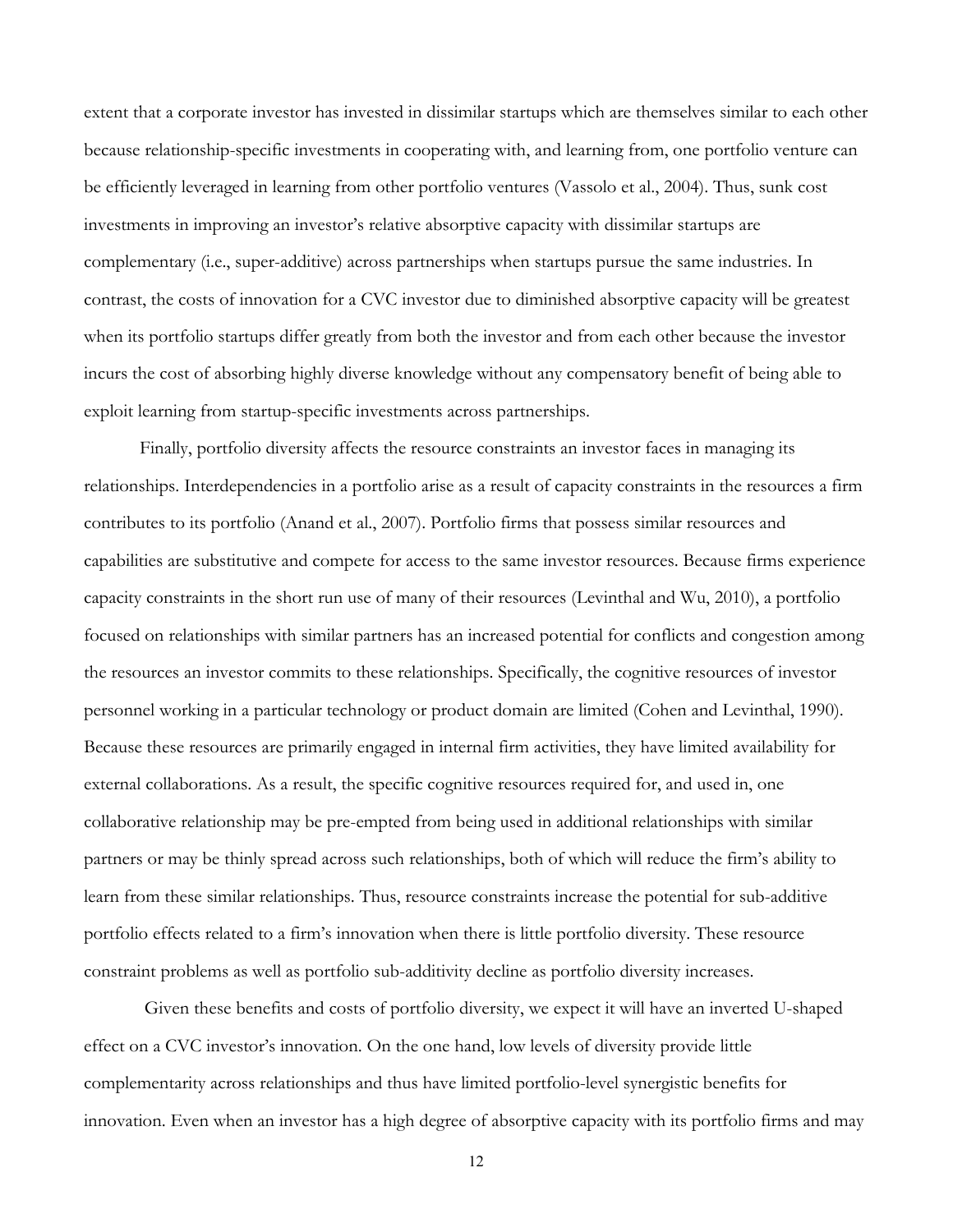extent that a corporate investor has invested in dissimilar startups which are themselves similar to each other because relationship-specific investments in cooperating with, and learning from, one portfolio venture can be efficiently leveraged in learning from other portfolio ventures (Vassolo et al., 2004). Thus, sunk cost investments in improving an investor's relative absorptive capacity with dissimilar startups are complementary (i.e., super-additive) across partnerships when startups pursue the same industries. In contrast, the costs of innovation for a CVC investor due to diminished absorptive capacity will be greatest when its portfolio startups differ greatly from both the investor and from each other because the investor incurs the cost of absorbing highly diverse knowledge without any compensatory benefit of being able to exploit learning from startup-specific investments across partnerships.

Finally, portfolio diversity affects the resource constraints an investor faces in managing its relationships. Interdependencies in a portfolio arise as a result of capacity constraints in the resources a firm contributes to its portfolio (Anand et al., 2007). Portfolio firms that possess similar resources and capabilities are substitutive and compete for access to the same investor resources. Because firms experience capacity constraints in the short run use of many of their resources (Levinthal and Wu, 2010), a portfolio focused on relationships with similar partners has an increased potential for conflicts and congestion among the resources an investor commits to these relationships. Specifically, the cognitive resources of investor personnel working in a particular technology or product domain are limited (Cohen and Levinthal, 1990). Because these resources are primarily engaged in internal firm activities, they have limited availability for external collaborations. As a result, the specific cognitive resources required for, and used in, one collaborative relationship may be pre-empted from being used in additional relationships with similar partners or may be thinly spread across such relationships, both of which will reduce the firm's ability to learn from these similar relationships. Thus, resource constraints increase the potential for sub-additive portfolio effects related to a firm's innovation when there is little portfolio diversity. These resource constraint problems as well as portfolio sub-additivity decline as portfolio diversity increases.

Given these benefits and costs of portfolio diversity, we expect it will have an inverted U-shaped effect on a CVC investor's innovation. On the one hand, low levels of diversity provide little complementarity across relationships and thus have limited portfolio-level synergistic benefits for innovation. Even when an investor has a high degree of absorptive capacity with its portfolio firms and may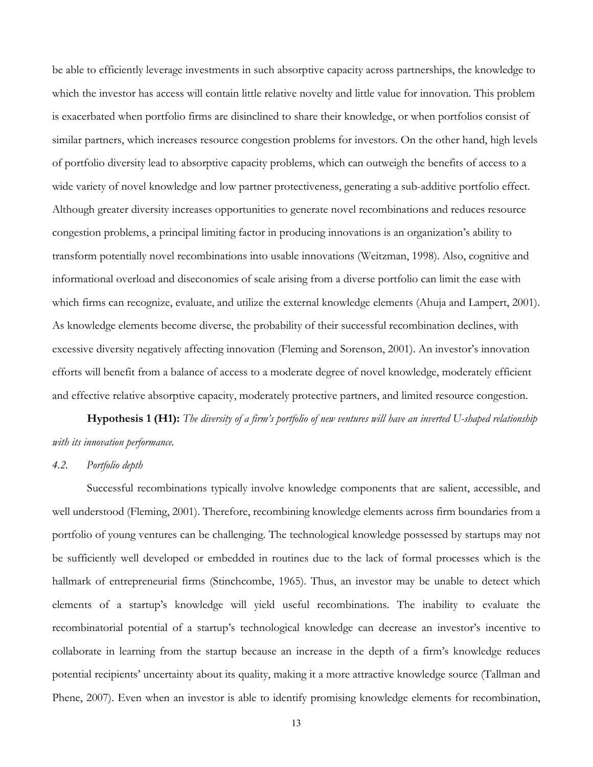be able to efficiently leverage investments in such absorptive capacity across partnerships, the knowledge to which the investor has access will contain little relative novelty and little value for innovation. This problem is exacerbated when portfolio firms are disinclined to share their knowledge, or when portfolios consist of similar partners, which increases resource congestion problems for investors. On the other hand, high levels of portfolio diversity lead to absorptive capacity problems, which can outweigh the benefits of access to a wide variety of novel knowledge and low partner protectiveness, generating a sub-additive portfolio effect. Although greater diversity increases opportunities to generate novel recombinations and reduces resource congestion problems, a principal limiting factor in producing innovations is an organization's ability to transform potentially novel recombinations into usable innovations (Weitzman, 1998). Also, cognitive and informational overload and diseconomies of scale arising from a diverse portfolio can limit the ease with which firms can recognize, evaluate, and utilize the external knowledge elements (Ahuja and Lampert, 2001). As knowledge elements become diverse, the probability of their successful recombination declines, with excessive diversity negatively affecting innovation (Fleming and Sorenson, 2001). An investor's innovation efforts will benefit from a balance of access to a moderate degree of novel knowledge, moderately efficient and effective relative absorptive capacity, moderately protective partners, and limited resource congestion.

**Hypothesis 1 (H1):** *The diversity of a firm's portfolio of new ventures will have an inverted U-shaped relationship with its innovation performance.*

### *4.2. Portfolio depth*

Successful recombinations typically involve knowledge components that are salient, accessible, and well understood (Fleming, 2001). Therefore, recombining knowledge elements across firm boundaries from a portfolio of young ventures can be challenging. The technological knowledge possessed by startups may not be sufficiently well developed or embedded in routines due to the lack of formal processes which is the hallmark of entrepreneurial firms (Stinchcombe, 1965). Thus, an investor may be unable to detect which elements of a startup's knowledge will yield useful recombinations. The inability to evaluate the recombinatorial potential of a startup's technological knowledge can decrease an investor's incentive to collaborate in learning from the startup because an increase in the depth of a firm's knowledge reduces potential recipients' uncertainty about its quality, making it a more attractive knowledge source (Tallman and Phene, 2007). Even when an investor is able to identify promising knowledge elements for recombination,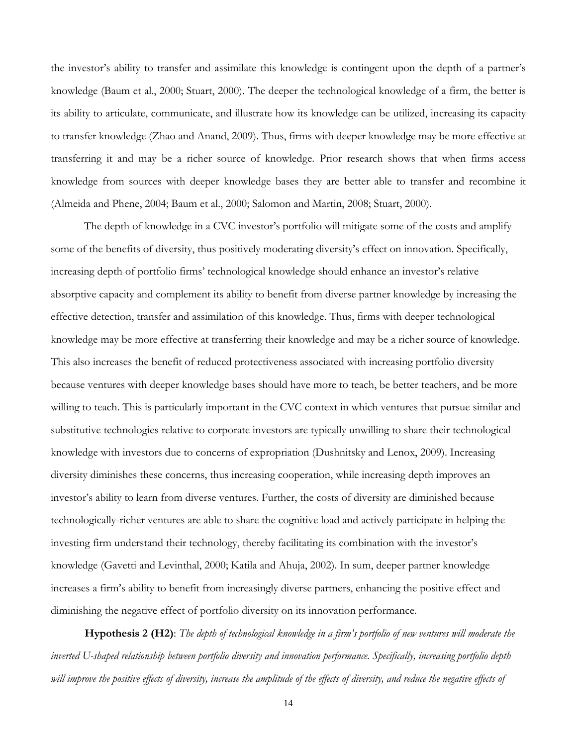the investor's ability to transfer and assimilate this knowledge is contingent upon the depth of a partner's knowledge (Baum et al., 2000; Stuart, 2000). The deeper the technological knowledge of a firm, the better is its ability to articulate, communicate, and illustrate how its knowledge can be utilized, increasing its capacity to transfer knowledge (Zhao and Anand, 2009). Thus, firms with deeper knowledge may be more effective at transferring it and may be a richer source of knowledge. Prior research shows that when firms access knowledge from sources with deeper knowledge bases they are better able to transfer and recombine it (Almeida and Phene, 2004; Baum et al., 2000; Salomon and Martin, 2008; Stuart, 2000).

The depth of knowledge in a CVC investor's portfolio will mitigate some of the costs and amplify some of the benefits of diversity, thus positively moderating diversity's effect on innovation. Specifically, increasing depth of portfolio firms' technological knowledge should enhance an investor's relative absorptive capacity and complement its ability to benefit from diverse partner knowledge by increasing the effective detection, transfer and assimilation of this knowledge. Thus, firms with deeper technological knowledge may be more effective at transferring their knowledge and may be a richer source of knowledge. This also increases the benefit of reduced protectiveness associated with increasing portfolio diversity because ventures with deeper knowledge bases should have more to teach, be better teachers, and be more willing to teach. This is particularly important in the CVC context in which ventures that pursue similar and substitutive technologies relative to corporate investors are typically unwilling to share their technological knowledge with investors due to concerns of expropriation (Dushnitsky and Lenox, 2009). Increasing diversity diminishes these concerns, thus increasing cooperation, while increasing depth improves an investor's ability to learn from diverse ventures. Further, the costs of diversity are diminished because technologically-richer ventures are able to share the cognitive load and actively participate in helping the investing firm understand their technology, thereby facilitating its combination with the investor's knowledge (Gavetti and Levinthal, 2000; Katila and Ahuja, 2002). In sum, deeper partner knowledge increases a firm's ability to benefit from increasingly diverse partners, enhancing the positive effect and diminishing the negative effect of portfolio diversity on its innovation performance.

**Hypothesis 2 (H2)**: *The depth of technological knowledge in a firm's portfolio of new ventures will moderate the inverted U-shaped relationship between portfolio diversity and innovation performance. Specifically, increasing portfolio depth will improve the positive effects of diversity, increase the amplitude of the effects of diversity, and reduce the negative effects of*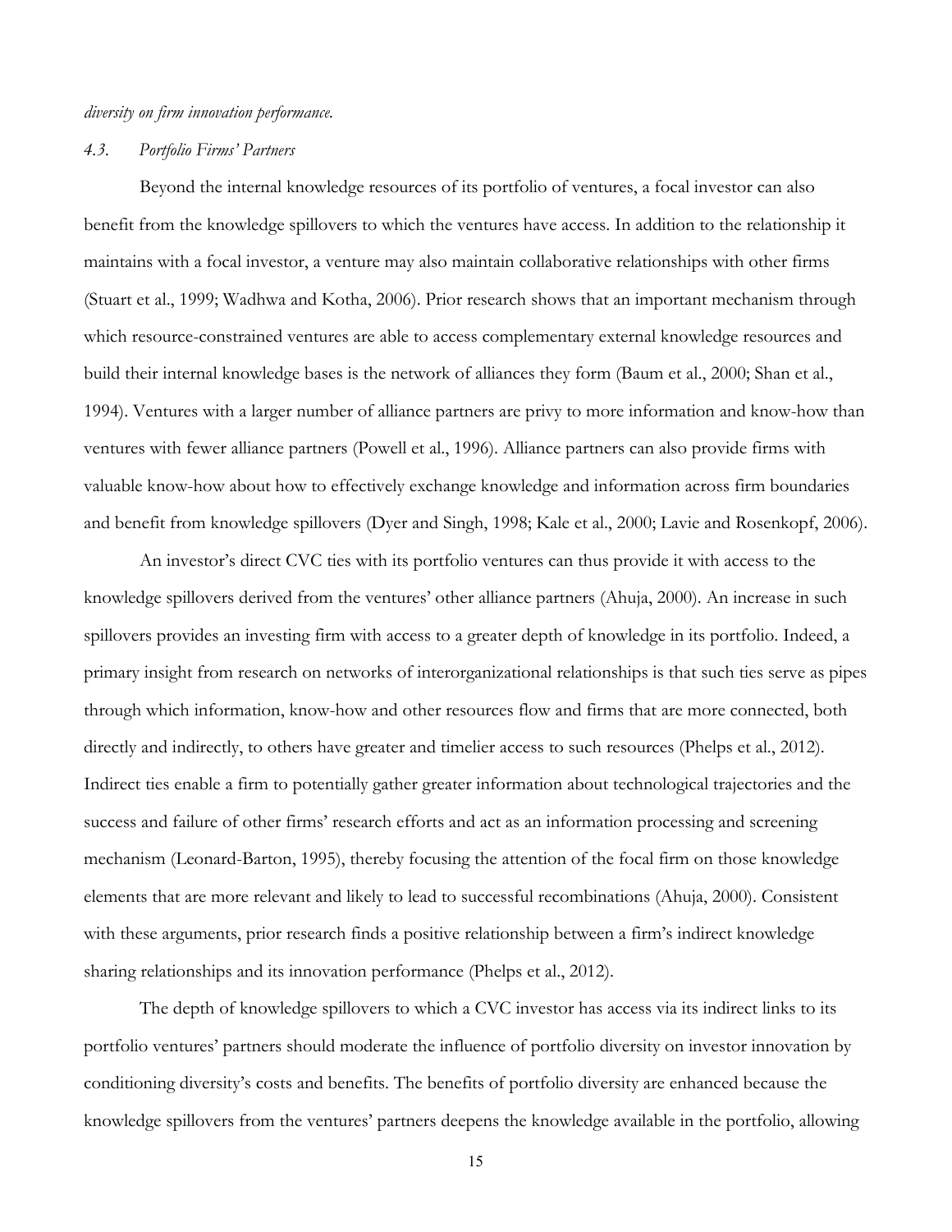*diversity on firm innovation performance.*

### *4.3. Portfolio Firms' Partners*

Beyond the internal knowledge resources of its portfolio of ventures, a focal investor can also benefit from the knowledge spillovers to which the ventures have access. In addition to the relationship it maintains with a focal investor, a venture may also maintain collaborative relationships with other firms (Stuart et al., 1999; Wadhwa and Kotha, 2006). Prior research shows that an important mechanism through which resource-constrained ventures are able to access complementary external knowledge resources and build their internal knowledge bases is the network of alliances they form (Baum et al., 2000; Shan et al., 1994). Ventures with a larger number of alliance partners are privy to more information and know-how than ventures with fewer alliance partners (Powell et al., 1996). Alliance partners can also provide firms with valuable know-how about how to effectively exchange knowledge and information across firm boundaries and benefit from knowledge spillovers (Dyer and Singh, 1998; Kale et al., 2000; Lavie and Rosenkopf, 2006).

An investor's direct CVC ties with its portfolio ventures can thus provide it with access to the knowledge spillovers derived from the ventures' other alliance partners (Ahuja, 2000). An increase in such spillovers provides an investing firm with access to a greater depth of knowledge in its portfolio. Indeed, a primary insight from research on networks of interorganizational relationships is that such ties serve as pipes through which information, know-how and other resources flow and firms that are more connected, both directly and indirectly, to others have greater and timelier access to such resources (Phelps et al., 2012). Indirect ties enable a firm to potentially gather greater information about technological trajectories and the success and failure of other firms' research efforts and act as an information processing and screening mechanism (Leonard-Barton, 1995), thereby focusing the attention of the focal firm on those knowledge elements that are more relevant and likely to lead to successful recombinations (Ahuja, 2000). Consistent with these arguments, prior research finds a positive relationship between a firm's indirect knowledge sharing relationships and its innovation performance (Phelps et al., 2012).

The depth of knowledge spillovers to which a CVC investor has access via its indirect links to its portfolio ventures' partners should moderate the influence of portfolio diversity on investor innovation by conditioning diversity's costs and benefits. The benefits of portfolio diversity are enhanced because the knowledge spillovers from the ventures' partners deepens the knowledge available in the portfolio, allowing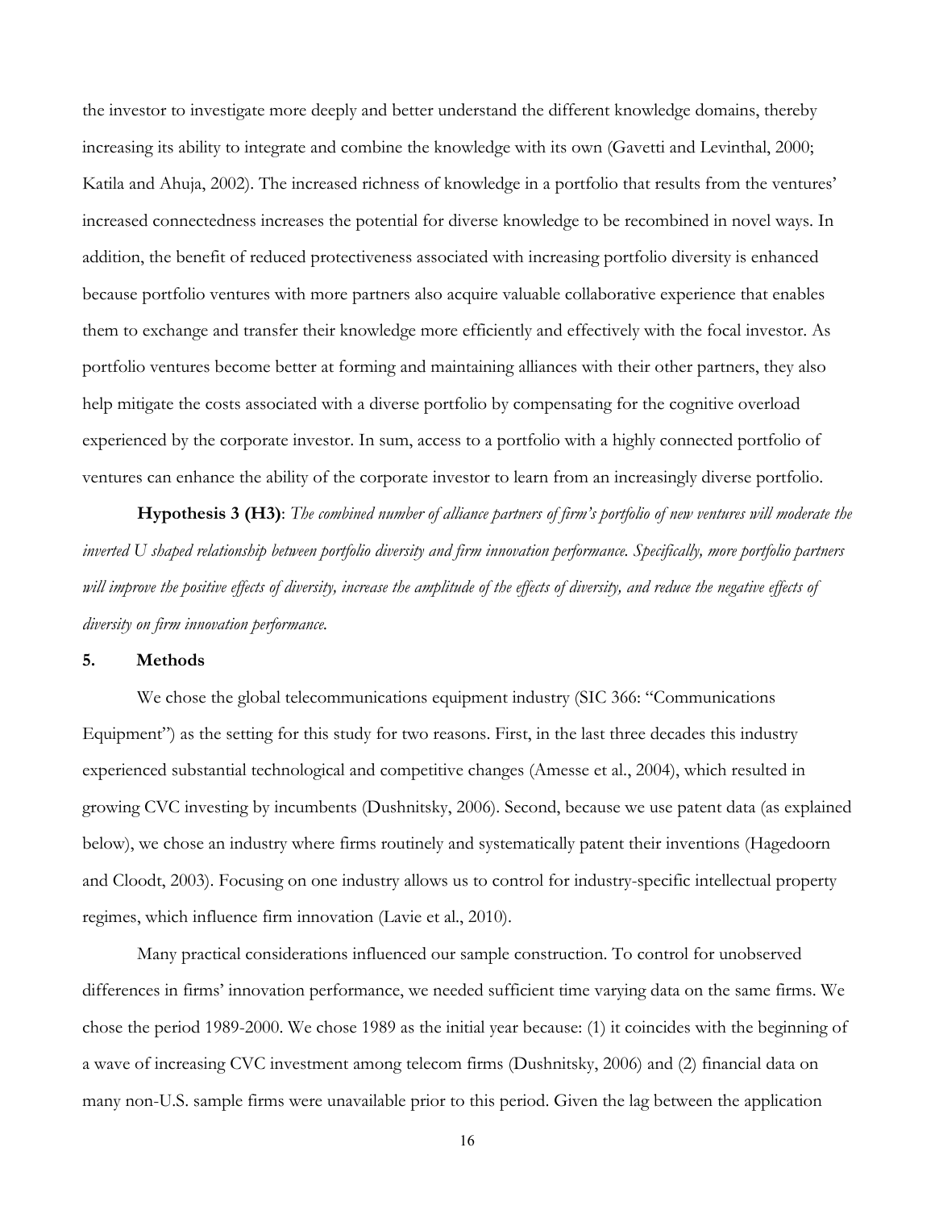the investor to investigate more deeply and better understand the different knowledge domains, thereby increasing its ability to integrate and combine the knowledge with its own (Gavetti and Levinthal, 2000; Katila and Ahuja, 2002). The increased richness of knowledge in a portfolio that results from the ventures' increased connectedness increases the potential for diverse knowledge to be recombined in novel ways. In addition, the benefit of reduced protectiveness associated with increasing portfolio diversity is enhanced because portfolio ventures with more partners also acquire valuable collaborative experience that enables them to exchange and transfer their knowledge more efficiently and effectively with the focal investor. As portfolio ventures become better at forming and maintaining alliances with their other partners, they also help mitigate the costs associated with a diverse portfolio by compensating for the cognitive overload experienced by the corporate investor. In sum, access to a portfolio with a highly connected portfolio of ventures can enhance the ability of the corporate investor to learn from an increasingly diverse portfolio.

**Hypothesis 3 (H3)**: *The combined number of alliance partners of firm's portfolio of new ventures will moderate the inverted U shaped relationship between portfolio diversity and firm innovation performance. Specifically, more portfolio partners will improve the positive effects of diversity, increase the amplitude of the effects of diversity, and reduce the negative effects of diversity on firm innovation performance.*

## 5. Methods

We chose the global telecommunications equipment industry (SIC 366: "Communications Equipment") as the setting for this study for two reasons. First, in the last three decades this industry experienced substantial technological and competitive changes (Amesse et al., 2004), which resulted in growing CVC investing by incumbents (Dushnitsky, 2006). Second, because we use patent data (as explained below), we chose an industry where firms routinely and systematically patent their inventions (Hagedoorn and Cloodt, 2003). Focusing on one industry allows us to control for industry-specific intellectual property regimes, which influence firm innovation (Lavie et al., 2010).

Many practical considerations influenced our sample construction. To control for unobserved differences in firms' innovation performance, we needed sufficient time varying data on the same firms. We chose the period 1989-2000. We chose 1989 as the initial year because: (1) it coincides with the beginning of a wave of increasing CVC investment among telecom firms (Dushnitsky, 2006) and (2) financial data on many non-U.S. sample firms were unavailable prior to this period. Given the lag between the application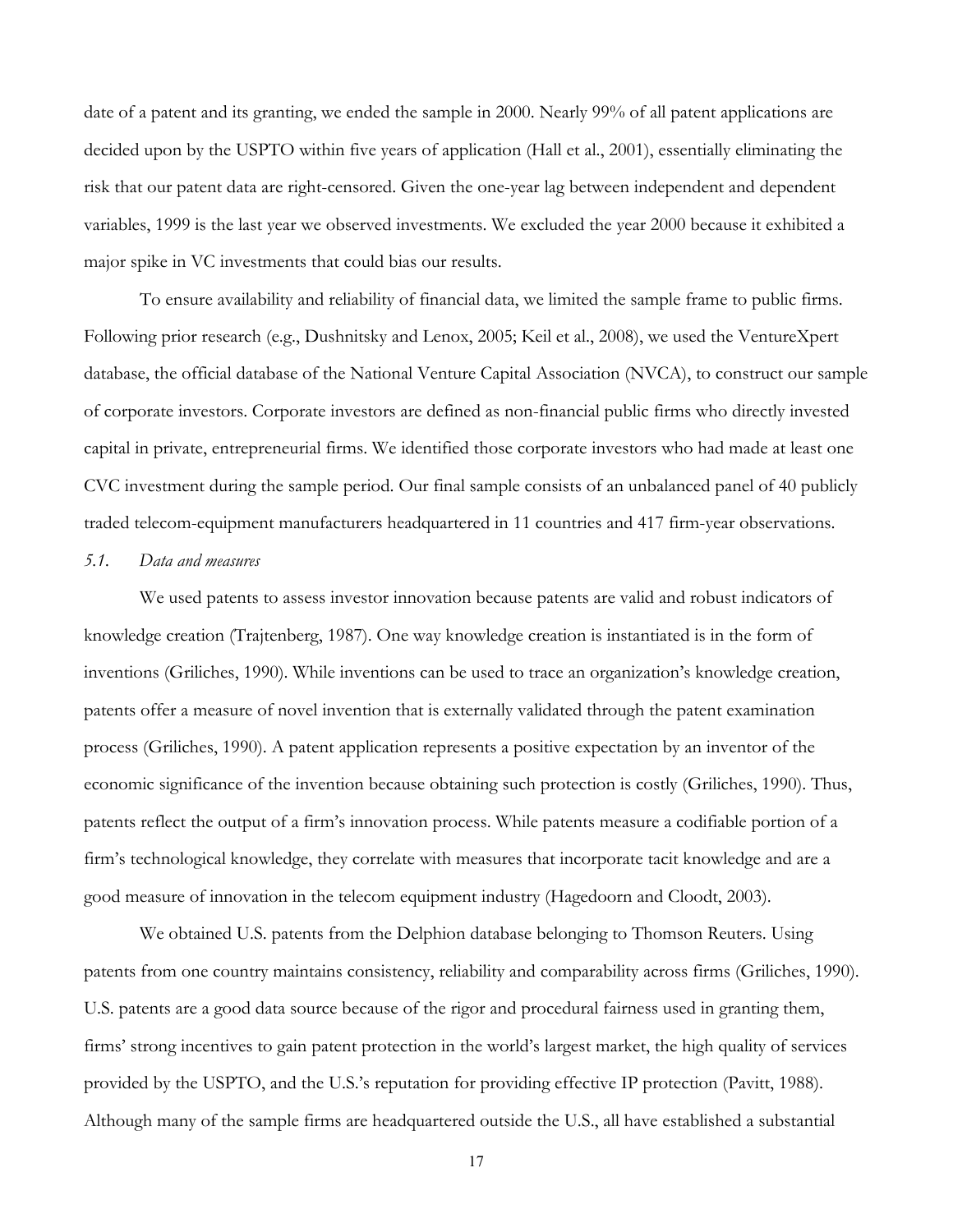date of a patent and its granting, we ended the sample in 2000. Nearly 99% of all patent applications are decided upon by the USPTO within five years of application (Hall et al., 2001), essentially eliminating the risk that our patent data are right-censored. Given the one-year lag between independent and dependent variables, 1999 is the last year we observed investments. We excluded the year 2000 because it exhibited a major spike in VC investments that could bias our results.

To ensure availability and reliability of financial data, we limited the sample frame to public firms. Following prior research (e.g., Dushnitsky and Lenox, 2005; Keil et al., 2008), we used the VentureXpert database, the official database of the National Venture Capital Association (NVCA), to construct our sample of corporate investors. Corporate investors are defined as non-financial public firms who directly invested capital in private, entrepreneurial firms. We identified those corporate investors who had made at least one CVC investment during the sample period. Our final sample consists of an unbalanced panel of 40 publicly traded telecom-equipment manufacturers headquartered in 11 countries and 417 firm-year observations.

### *5.1. Data and measures*

We used patents to assess investor innovation because patents are valid and robust indicators of knowledge creation (Trajtenberg, 1987). One way knowledge creation is instantiated is in the form of inventions (Griliches, 1990). While inventions can be used to trace an organization's knowledge creation, patents offer a measure of novel invention that is externally validated through the patent examination process (Griliches, 1990). A patent application represents a positive expectation by an inventor of the economic significance of the invention because obtaining such protection is costly (Griliches, 1990). Thus, patents reflect the output of a firm's innovation process. While patents measure a codifiable portion of a firm's technological knowledge, they correlate with measures that incorporate tacit knowledge and are a good measure of innovation in the telecom equipment industry (Hagedoorn and Cloodt, 2003).

We obtained U.S. patents from the Delphion database belonging to Thomson Reuters. Using patents from one country maintains consistency, reliability and comparability across firms (Griliches, 1990). U.S. patents are a good data source because of the rigor and procedural fairness used in granting them, firms' strong incentives to gain patent protection in the world's largest market, the high quality of services provided by the USPTO, and the U.S.'s reputation for providing effective IP protection (Pavitt, 1988). Although many of the sample firms are headquartered outside the U.S., all have established a substantial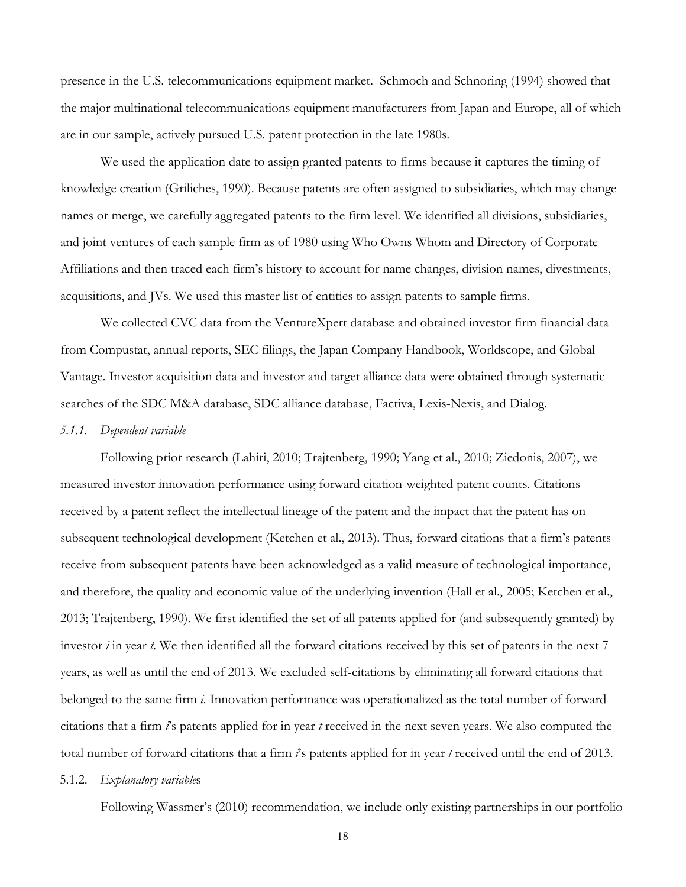presence in the U.S. telecommunications equipment market. Schmoch and Schnoring (1994) showed that the major multinational telecommunications equipment manufacturers from Japan and Europe, all of which are in our sample, actively pursued U.S. patent protection in the late 1980s.

We used the application date to assign granted patents to firms because it captures the timing of knowledge creation (Griliches, 1990). Because patents are often assigned to subsidiaries, which may change names or merge, we carefully aggregated patents to the firm level. We identified all divisions, subsidiaries, and joint ventures of each sample firm as of 1980 using Who Owns Whom and Directory of Corporate Affiliations and then traced each firm's history to account for name changes, division names, divestments, acquisitions, and JVs. We used this master list of entities to assign patents to sample firms.

We collected CVC data from the VentureXpert database and obtained investor firm financial data from Compustat, annual reports, SEC filings, the Japan Company Handbook, Worldscope, and Global Vantage. Investor acquisition data and investor and target alliance data were obtained through systematic searches of the SDC M&A database, SDC alliance database, Factiva, Lexis-Nexis, and Dialog.

#### *5.1.1. Dependent variable*

Following prior research (Lahiri, 2010; Trajtenberg, 1990; Yang et al., 2010; Ziedonis, 2007), we measured investor innovation performance using forward citation-weighted patent counts. Citations received by a patent reflect the intellectual lineage of the patent and the impact that the patent has on subsequent technological development (Ketchen et al., 2013). Thus, forward citations that a firm's patents receive from subsequent patents have been acknowledged as a valid measure of technological importance, and therefore, the quality and economic value of the underlying invention (Hall et al., 2005; Ketchen et al., 2013; Trajtenberg, 1990). We first identified the set of all patents applied for (and subsequently granted) by investor $i$ in year $t$. We then identified all the forward citations received by this set of patents in the next 7 years, as well as until the end of 2013. We excluded self-citations by eliminating all forward citations that belonged to the same firm $i$. Innovation performance was operationalized as the total number of forward citations that a firm $i$'s patents applied for in year $t$ received in the next seven years. We also computed the total number of forward citations that a firm $i$'s patents applied for in year $t$ received until the end of 2013.

#### 5.1.2. *Explanatory variables*

Following Wassmer's (2010) recommendation, we include only existing partnerships in our portfolio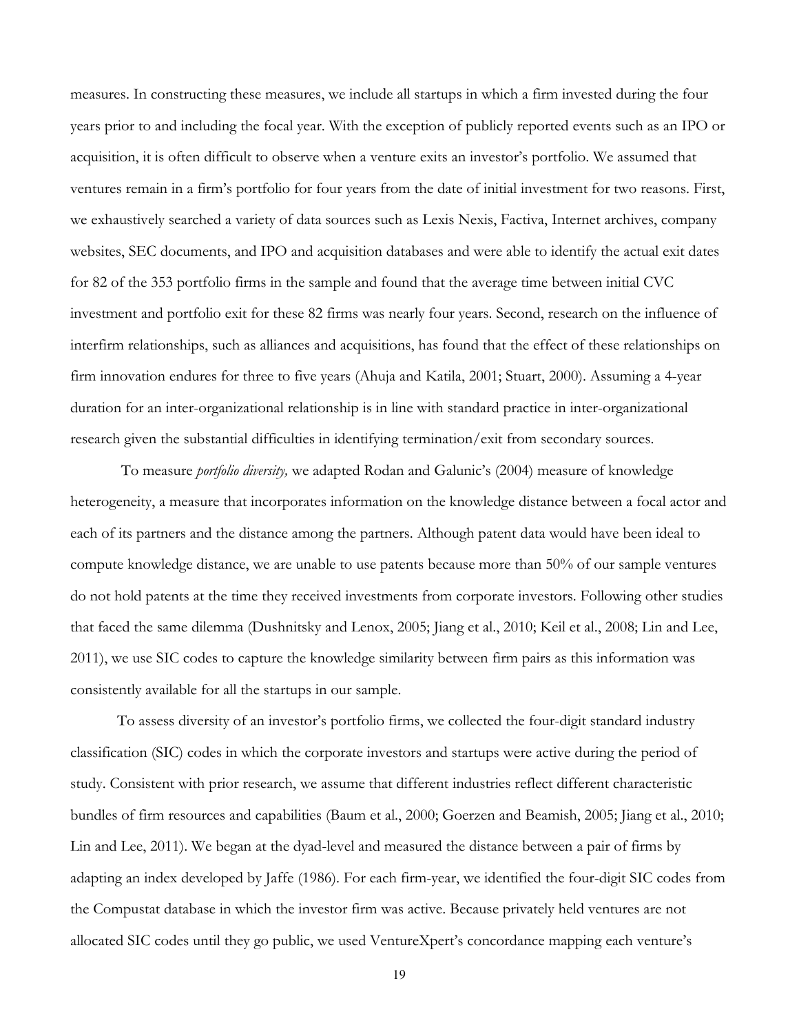measures. In constructing these measures, we include all startups in which a firm invested during the four years prior to and including the focal year. With the exception of publicly reported events such as an IPO or acquisition, it is often difficult to observe when a venture exits an investor's portfolio. We assumed that ventures remain in a firm's portfolio for four years from the date of initial investment for two reasons. First, we exhaustively searched a variety of data sources such as Lexis Nexis, Factiva, Internet archives, company websites, SEC documents, and IPO and acquisition databases and were able to identify the actual exit dates for 82 of the 353 portfolio firms in the sample and found that the average time between initial CVC investment and portfolio exit for these 82 firms was nearly four years. Second, research on the influence of interfirm relationships, such as alliances and acquisitions, has found that the effect of these relationships on firm innovation endures for three to five years (Ahuja and Katila, 2001; Stuart, 2000). Assuming a 4-year duration for an inter-organizational relationship is in line with standard practice in inter-organizational research given the substantial difficulties in identifying termination/exit from secondary sources.

To measure *portfolio diversity,* we adapted Rodan and Galunic's (2004) measure of knowledge heterogeneity, a measure that incorporates information on the knowledge distance between a focal actor and each of its partners and the distance among the partners. Although patent data would have been ideal to compute knowledge distance, we are unable to use patents because more than 50% of our sample ventures do not hold patents at the time they received investments from corporate investors. Following other studies that faced the same dilemma (Dushnitsky and Lenox, 2005; Jiang et al., 2010; Keil et al., 2008; Lin and Lee, 2011), we use SIC codes to capture the knowledge similarity between firm pairs as this information was consistently available for all the startups in our sample.

To assess diversity of an investor's portfolio firms, we collected the four-digit standard industry classification (SIC) codes in which the corporate investors and startups were active during the period of study. Consistent with prior research, we assume that different industries reflect different characteristic bundles of firm resources and capabilities (Baum et al., 2000; Goerzen and Beamish, 2005; Jiang et al., 2010; Lin and Lee, 2011). We began at the dyad-level and measured the distance between a pair of firms by adapting an index developed by Jaffe (1986). For each firm-year, we identified the four-digit SIC codes from the Compustat database in which the investor firm was active. Because privately held ventures are not allocated SIC codes until they go public, we used VentureXpert's concordance mapping each venture's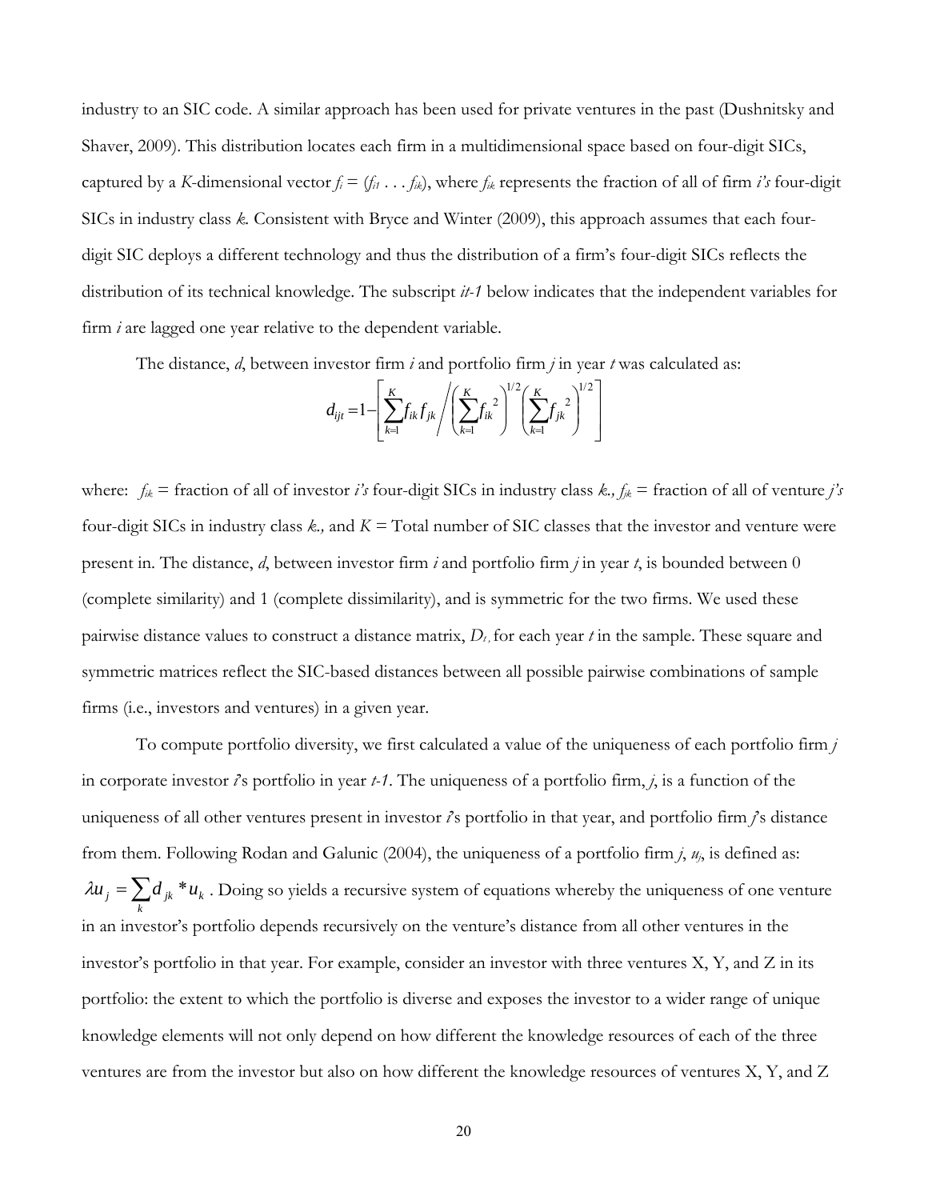industry to an SIC code. A similar approach has been used for private ventures in the past (Dushnitsky and Shaver, 2009). This distribution locates each firm in a multidimensional space based on four-digit SICs, captured by a *K*-dimensional vector $f_i = (f_{i1} \ldots f_{ik})$, where $f_{ik}$ represents the fraction of all of firm *i's* four-digit SICs in industry class *k*. Consistent with Bryce and Winter (2009), this approach assumes that each four-digit SIC deploys a different technology and thus the distribution of a firm's four-digit SICs reflects the distribution of its technical knowledge. The subscript *it-1* below indicates that the independent variables for firm *i* are lagged one year relative to the dependent variable.

The distance, *d*, between investor firm *i* and portfolio firm *j* in year *t* was calculated as:

$$d_{ijt} = 1 - \left[ \sum_{k=1}^{K} f_{ik} f_{jk} \Bigg/ \left( \sum_{k=1}^{K} {f_{ik}}^2 \right)^{1/2} \left( \sum_{k=1}^{K} {f_{jk}}^2 \right)^{1/2} \right]$$

where: $f_{ik}$ = fraction of all of investor *i's* four-digit SICs in industry class *k*., $f_{jk}$ = fraction of all of venture *j's* four-digit SICs in industry class *k*., and *K* = Total number of SIC classes that the investor and venture were present in. The distance, *d*, between investor firm *i* and portfolio firm *j* in year *t*, is bounded between 0 (complete similarity) and 1 (complete dissimilarity), and is symmetric for the two firms. We used these pairwise distance values to construct a distance matrix, $D_t$, for each year *t* in the sample. These square and symmetric matrices reflect the SIC-based distances between all possible pairwise combinations of sample firms (i.e., investors and ventures) in a given year.

To compute portfolio diversity, we first calculated a value of the uniqueness of each portfolio firm *j* in corporate investor *i*'s portfolio in year *t-1*. The uniqueness of a portfolio firm, *j*, is a function of the uniqueness of all other ventures present in investor *i*'s portfolio in that year, and portfolio firm *j*'s distance from them. Following Rodan and Galunic (2004), the uniqueness of a portfolio firm *j*, $u_j$, is defined as: $\lambda u_j = \sum_k d_{jk} * u_k$. Doing so yields a recursive system of equations whereby the uniqueness of one venture in an investor's portfolio depends recursively on the venture's distance from all other ventures in the investor's portfolio in that year. For example, consider an investor with three ventures X, Y, and Z in its portfolio: the extent to which the portfolio is diverse and exposes the investor to a wider range of unique knowledge elements will not only depend on how different the knowledge resources of each of the three ventures are from the investor but also on how different the knowledge resources of ventures X, Y, and Z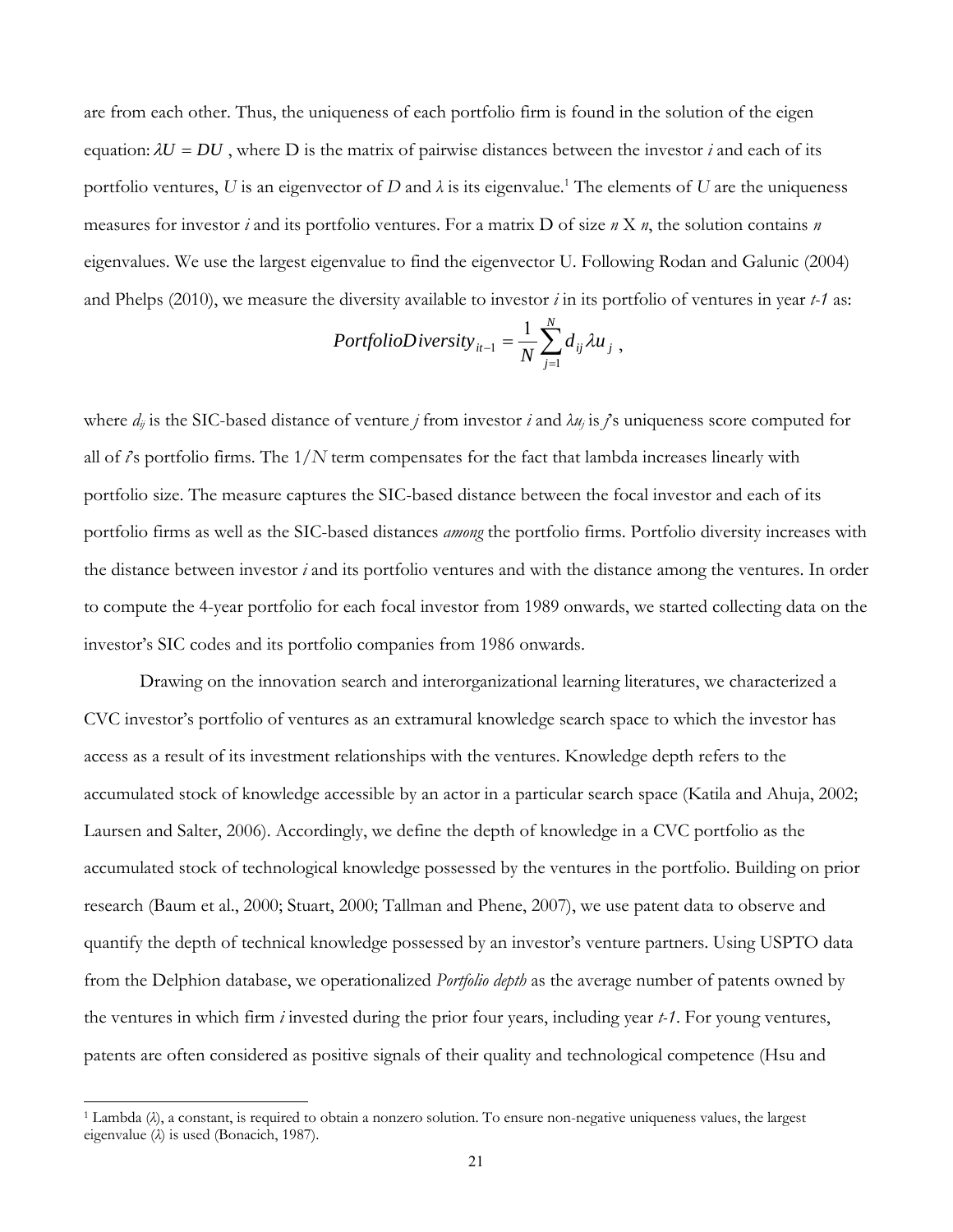are from each other. Thus, the uniqueness of each portfolio firm is found in the solution of the eigen equation: $\lambda U = DU$ , where D is the matrix of pairwise distances between the investor *i* and each of its portfolio ventures, *U* is an eigenvector of *D* and $\lambda$ is its eigenvalue.[1] The elements of *U* are the uniqueness measures for investor *i* and its portfolio ventures. For a matrix D of size *n* X *n*, the solution contains *n* eigenvalues. We use the largest eigenvalue to find the eigenvector U. Following Rodan and Galunic (2004) and Phelps (2010), we measure the diversity available to investor *i* in its portfolio of ventures in year *t-1* as:

$$PortfolioDiversity_{it-1} = \frac{1}{N}\sum_{j=1}^{N} d_{ij} \lambda u_j ,$$

where $d_{ij}$ is the SIC-based distance of venture *j* from investor *i* and $\lambda u_j$ is *j*'s uniqueness score computed for all of *i*'s portfolio firms. The $1/N$ term compensates for the fact that lambda increases linearly with portfolio size. The measure captures the SIC-based distance between the focal investor and each of its portfolio firms as well as the SIC-based distances *among* the portfolio firms. Portfolio diversity increases with the distance between investor *i* and its portfolio ventures and with the distance among the ventures. In order to compute the 4-year portfolio for each focal investor from 1989 onwards, we started collecting data on the investor's SIC codes and its portfolio companies from 1986 onwards.

Drawing on the innovation search and interorganizational learning literatures, we characterized a CVC investor's portfolio of ventures as an extramural knowledge search space to which the investor has access as a result of its investment relationships with the ventures. Knowledge depth refers to the accumulated stock of knowledge accessible by an actor in a particular search space (Katila and Ahuja, 2002; Laursen and Salter, 2006). Accordingly, we define the depth of knowledge in a CVC portfolio as the accumulated stock of technological knowledge possessed by the ventures in the portfolio. Building on prior research (Baum et al., 2000; Stuart, 2000; Tallman and Phene, 2007), we use patent data to observe and quantify the depth of technical knowledge possessed by an investor's venture partners. Using USPTO data from the Delphion database, we operationalized *Portfolio depth* as the average number of patents owned by the ventures in which firm *i* invested during the prior four years, including year *t-1*. For young ventures, patents are often considered as positive signals of their quality and technological competence (Hsu and

[1] Lambda ($\lambda$), a constant, is required to obtain a nonzero solution. To ensure non-negative uniqueness values, the largest eigenvalue ($\lambda$) is used (Bonacich, 1987).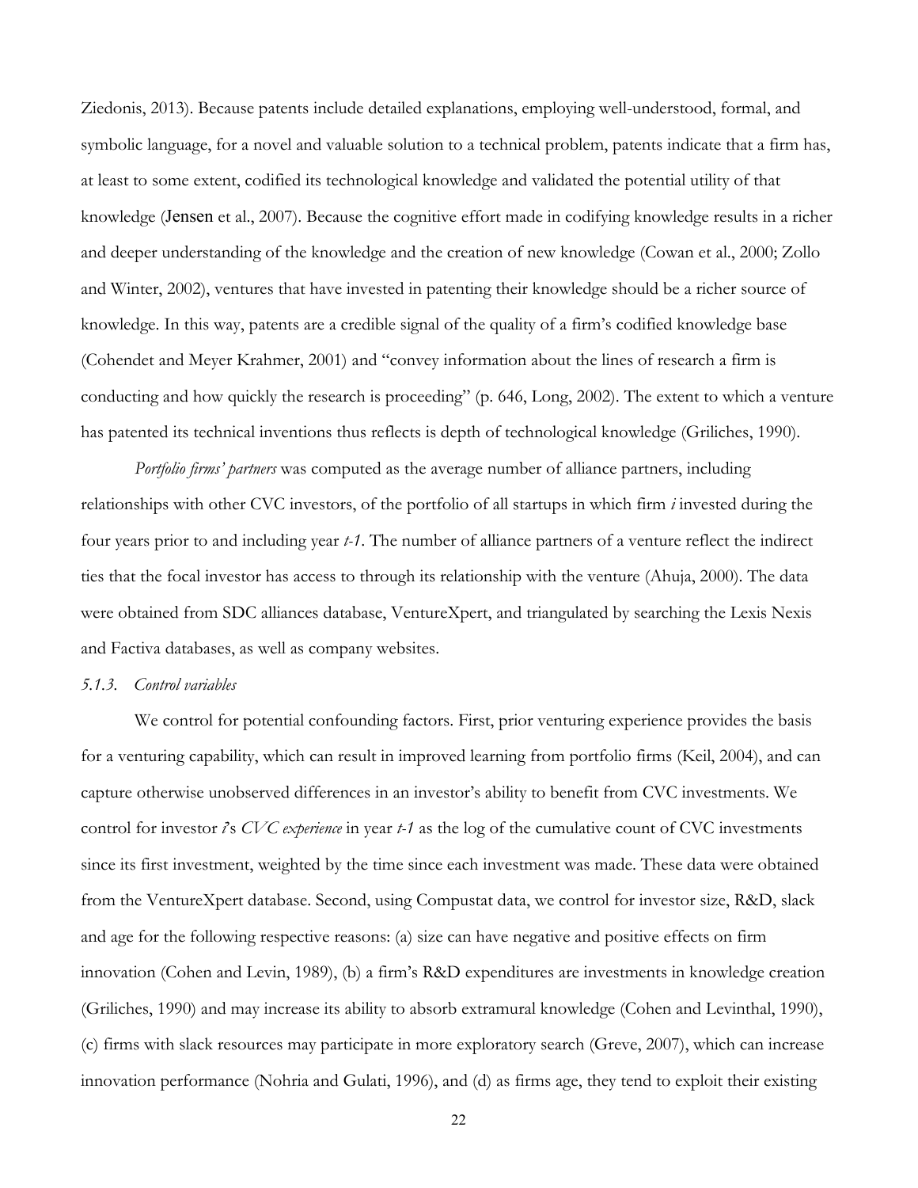Ziedonis, 2013). Because patents include detailed explanations, employing well-understood, formal, and symbolic language, for a novel and valuable solution to a technical problem, patents indicate that a firm has, at least to some extent, codified its technological knowledge and validated the potential utility of that knowledge (Jensen et al., 2007). Because the cognitive effort made in codifying knowledge results in a richer and deeper understanding of the knowledge and the creation of new knowledge (Cowan et al., 2000; Zollo and Winter, 2002), ventures that have invested in patenting their knowledge should be a richer source of knowledge. In this way, patents are a credible signal of the quality of a firm's codified knowledge base (Cohendet and Meyer Krahmer, 2001) and "convey information about the lines of research a firm is conducting and how quickly the research is proceeding" (p. 646, Long, 2002). The extent to which a venture has patented its technical inventions thus reflects is depth of technological knowledge (Griliches, 1990).

*Portfolio firms' partners* was computed as the average number of alliance partners, including relationships with other CVC investors, of the portfolio of all startups in which firm *i* invested during the four years prior to and including year *t-1*. The number of alliance partners of a venture reflect the indirect ties that the focal investor has access to through its relationship with the venture (Ahuja, 2000). The data were obtained from SDC alliances database, VentureXpert, and triangulated by searching the Lexis Nexis and Factiva databases, as well as company websites.

### *5.1.3. Control variables*

We control for potential confounding factors. First, prior venturing experience provides the basis for a venturing capability, which can result in improved learning from portfolio firms (Keil, 2004), and can capture otherwise unobserved differences in an investor's ability to benefit from CVC investments. We control for investor *i*'s *CVC experience* in year *t-1* as the log of the cumulative count of CVC investments since its first investment, weighted by the time since each investment was made. These data were obtained from the VentureXpert database. Second, using Compustat data, we control for investor size, R&D, slack and age for the following respective reasons: (a) size can have negative and positive effects on firm innovation (Cohen and Levin, 1989), (b) a firm's R&D expenditures are investments in knowledge creation (Griliches, 1990) and may increase its ability to absorb extramural knowledge (Cohen and Levinthal, 1990), (c) firms with slack resources may participate in more exploratory search (Greve, 2007), which can increase innovation performance (Nohria and Gulati, 1996), and (d) as firms age, they tend to exploit their existing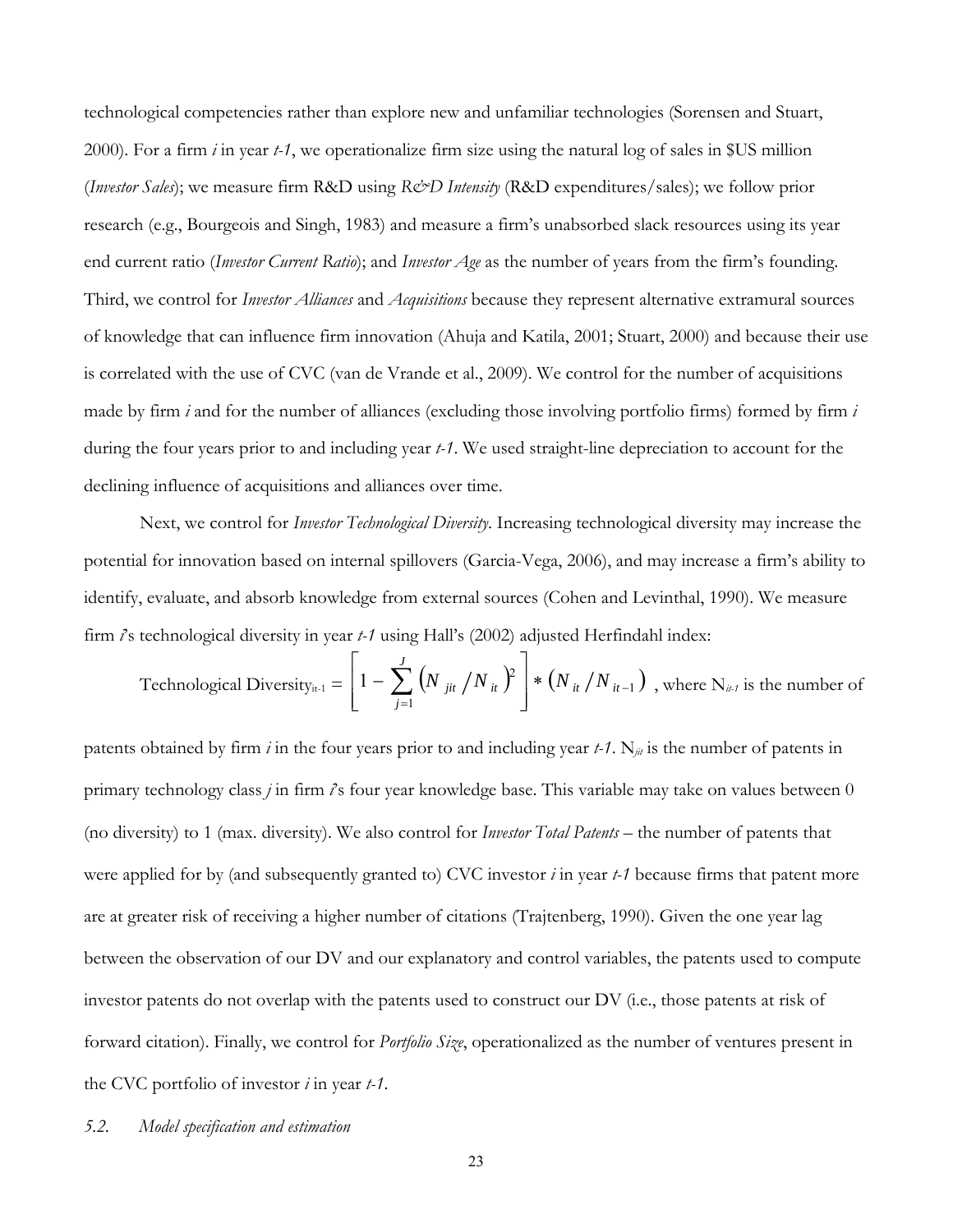technological competencies rather than explore new and unfamiliar technologies (Sorensen and Stuart, 2000). For a firm *i* in year *t-1*, we operationalize firm size using the natural log of sales in $US million (*Investor Sales*); we measure firm R&D using *R&D Intensity* (R&D expenditures/sales); we follow prior research (e.g., Bourgeois and Singh, 1983) and measure a firm's unabsorbed slack resources using its year end current ratio (*Investor Current Ratio*); and *Investor Age* as the number of years from the firm's founding. Third, we control for *Investor Alliances* and *Acquisitions* because they represent alternative extramural sources of knowledge that can influence firm innovation (Ahuja and Katila, 2001; Stuart, 2000) and because their use is correlated with the use of CVC (van de Vrande et al., 2009). We control for the number of acquisitions made by firm *i* and for the number of alliances (excluding those involving portfolio firms) formed by firm *i* during the four years prior to and including year *t-1*. We used straight-line depreciation to account for the declining influence of acquisitions and alliances over time.

Next, we control for *Investor Technological Diversity*. Increasing technological diversity may increase the potential for innovation based on internal spillovers (Garcia-Vega, 2006), and may increase a firm's ability to identify, evaluate, and absorb knowledge from external sources (Cohen and Levinthal, 1990). We measure firm *i*'s technological diversity in year *t-1* using Hall's (2002) adjusted Herfindahl index:

$$\text{Technological Diversity}_{it\text{-}1} = \left[ 1 - \sum_{j=1}^{J} \left( N_{jit} / N_{it} \right)^2 \right] * \left( N_{it} / N_{it-1} \right)$$

, where $N_{it-1}$ is the number of patents obtained by firm *i* in the four years prior to and including year *t-1*. $N_{jit}$ is the number of patents in primary technology class *j* in firm *i*'s four year knowledge base. This variable may take on values between 0 (no diversity) to 1 (max. diversity). We also control for *Investor Total Patents* – the number of patents that were applied for by (and subsequently granted to) CVC investor *i* in year *t-1* because firms that patent more are at greater risk of receiving a higher number of citations (Trajtenberg, 1990). Given the one year lag between the observation of our DV and our explanatory and control variables, the patents used to compute investor patents do not overlap with the patents used to construct our DV (i.e., those patents at risk of forward citation). Finally, we control for *Portfolio Size*, operationalized as the number of ventures present in the CVC portfolio of investor *i* in year *t-1*.

### *5.2. Model specification and estimation*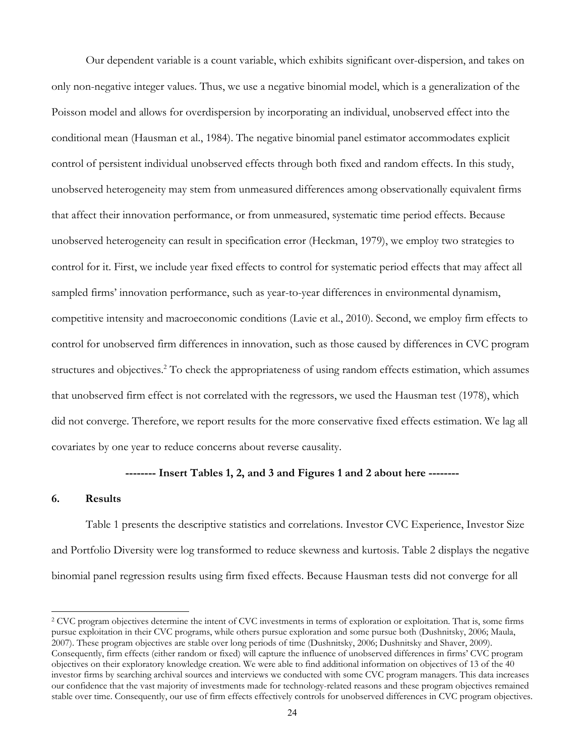Our dependent variable is a count variable, which exhibits significant over-dispersion, and takes on only non-negative integer values. Thus, we use a negative binomial model, which is a generalization of the Poisson model and allows for overdispersion by incorporating an individual, unobserved effect into the conditional mean (Hausman et al., 1984). The negative binomial panel estimator accommodates explicit control of persistent individual unobserved effects through both fixed and random effects. In this study, unobserved heterogeneity may stem from unmeasured differences among observationally equivalent firms that affect their innovation performance, or from unmeasured, systematic time period effects. Because unobserved heterogeneity can result in specification error (Heckman, 1979), we employ two strategies to control for it. First, we include year fixed effects to control for systematic period effects that may affect all sampled firms' innovation performance, such as year-to-year differences in environmental dynamism, competitive intensity and macroeconomic conditions (Lavie et al., 2010). Second, we employ firm effects to control for unobserved firm differences in innovation, such as those caused by differences in CVC program structures and objectives.[2] To check the appropriateness of using random effects estimation, which assumes that unobserved firm effect is not correlated with the regressors, we used the Hausman test (1978), which did not converge. Therefore, we report results for the more conservative fixed effects estimation. We lag all covariates by one year to reduce concerns about reverse causality.

**-------- Insert Tables 1, 2, and 3 and Figures 1 and 2 about here --------**

## 6. Results

Table 1 presents the descriptive statistics and correlations. Investor CVC Experience, Investor Size and Portfolio Diversity were log transformed to reduce skewness and kurtosis. Table 2 displays the negative binomial panel regression results using firm fixed effects. Because Hausman tests did not converge for all

[2] CVC program objectives determine the intent of CVC investments in terms of exploration or exploitation. That is, some firms pursue exploitation in their CVC programs, while others pursue exploration and some pursue both (Dushnitsky, 2006; Maula, 2007). These program objectives are stable over long periods of time (Dushnitsky, 2006; Dushnitsky and Shaver, 2009). Consequently, firm effects (either random or fixed) will capture the influence of unobserved differences in firms' CVC program objectives on their exploratory knowledge creation. We were able to find additional information on objectives of 13 of the 40 investor firms by searching archival sources and interviews we conducted with some CVC program managers. This data increases our confidence that the vast majority of investments made for technology-related reasons and these program objectives remained stable over time. Consequently, our use of firm effects effectively controls for unobserved differences in CVC program objectives.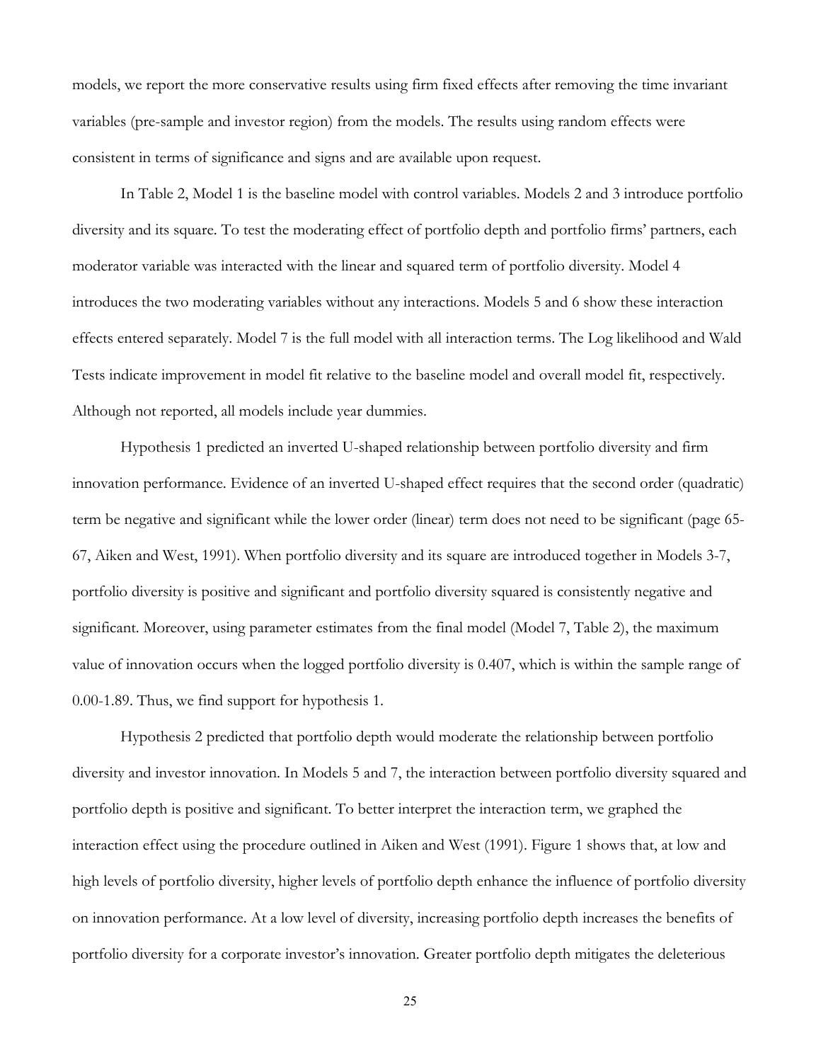models, we report the more conservative results using firm fixed effects after removing the time invariant variables (pre-sample and investor region) from the models. The results using random effects were consistent in terms of significance and signs and are available upon request.

In Table 2, Model 1 is the baseline model with control variables. Models 2 and 3 introduce portfolio diversity and its square. To test the moderating effect of portfolio depth and portfolio firms' partners, each moderator variable was interacted with the linear and squared term of portfolio diversity. Model 4 introduces the two moderating variables without any interactions. Models 5 and 6 show these interaction effects entered separately. Model 7 is the full model with all interaction terms. The Log likelihood and Wald Tests indicate improvement in model fit relative to the baseline model and overall model fit, respectively. Although not reported, all models include year dummies.

Hypothesis 1 predicted an inverted U-shaped relationship between portfolio diversity and firm innovation performance. Evidence of an inverted U-shaped effect requires that the second order (quadratic) term be negative and significant while the lower order (linear) term does not need to be significant (page 65-67, Aiken and West, 1991). When portfolio diversity and its square are introduced together in Models 3-7, portfolio diversity is positive and significant and portfolio diversity squared is consistently negative and significant. Moreover, using parameter estimates from the final model (Model 7, Table 2), the maximum value of innovation occurs when the logged portfolio diversity is 0.407, which is within the sample range of 0.00-1.89. Thus, we find support for hypothesis 1.

Hypothesis 2 predicted that portfolio depth would moderate the relationship between portfolio diversity and investor innovation. In Models 5 and 7, the interaction between portfolio diversity squared and portfolio depth is positive and significant. To better interpret the interaction term, we graphed the interaction effect using the procedure outlined in Aiken and West (1991). Figure 1 shows that, at low and high levels of portfolio diversity, higher levels of portfolio depth enhance the influence of portfolio diversity on innovation performance. At a low level of diversity, increasing portfolio depth increases the benefits of portfolio diversity for a corporate investor's innovation. Greater portfolio depth mitigates the deleterious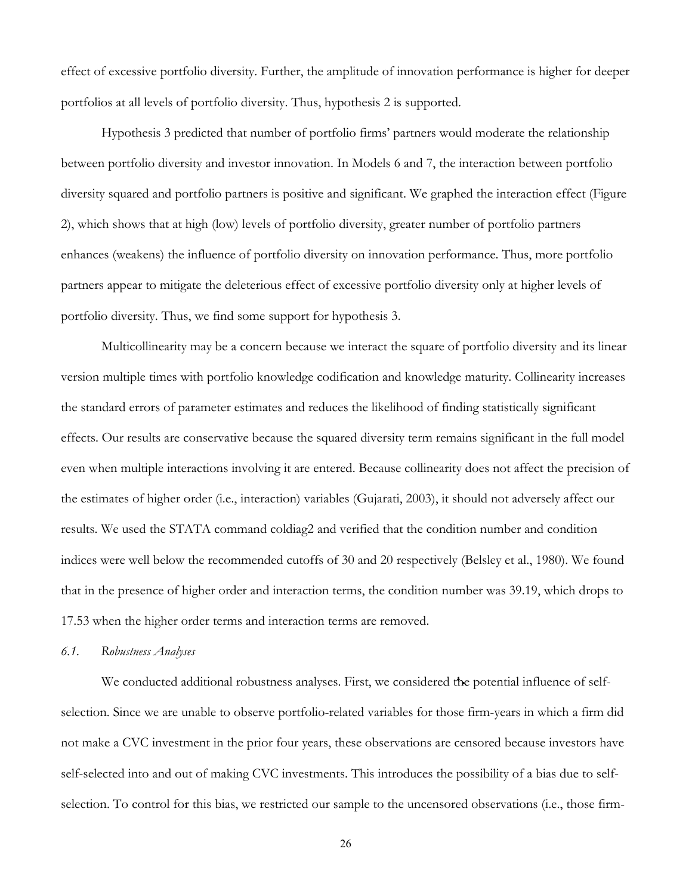effect of excessive portfolio diversity. Further, the amplitude of innovation performance is higher for deeper portfolios at all levels of portfolio diversity. Thus, hypothesis 2 is supported.

Hypothesis 3 predicted that number of portfolio firms' partners would moderate the relationship between portfolio diversity and investor innovation. In Models 6 and 7, the interaction between portfolio diversity squared and portfolio partners is positive and significant. We graphed the interaction effect (Figure 2), which shows that at high (low) levels of portfolio diversity, greater number of portfolio partners enhances (weakens) the influence of portfolio diversity on innovation performance. Thus, more portfolio partners appear to mitigate the deleterious effect of excessive portfolio diversity only at higher levels of portfolio diversity. Thus, we find some support for hypothesis 3.

Multicollinearity may be a concern because we interact the square of portfolio diversity and its linear version multiple times with portfolio knowledge codification and knowledge maturity. Collinearity increases the standard errors of parameter estimates and reduces the likelihood of finding statistically significant effects. Our results are conservative because the squared diversity term remains significant in the full model even when multiple interactions involving it are entered. Because collinearity does not affect the precision of the estimates of higher order (i.e., interaction) variables (Gujarati, 2003), it should not adversely affect our results. We used the STATA command coldiag2 and verified that the condition number and condition indices were well below the recommended cutoffs of 30 and 20 respectively (Belsley et al., 1980). We found that in the presence of higher order and interaction terms, the condition number was 39.19, which drops to 17.53 when the higher order terms and interaction terms are removed.

### *6.1. Robustness Analyses*

We conducted additional robustness analyses. First, we considered the potential influence of self-selection. Since we are unable to observe portfolio-related variables for those firm-years in which a firm did not make a CVC investment in the prior four years, these observations are censored because investors have self-selected into and out of making CVC investments. This introduces the possibility of a bias due to self-selection. To control for this bias, we restricted our sample to the uncensored observations (i.e., those firm-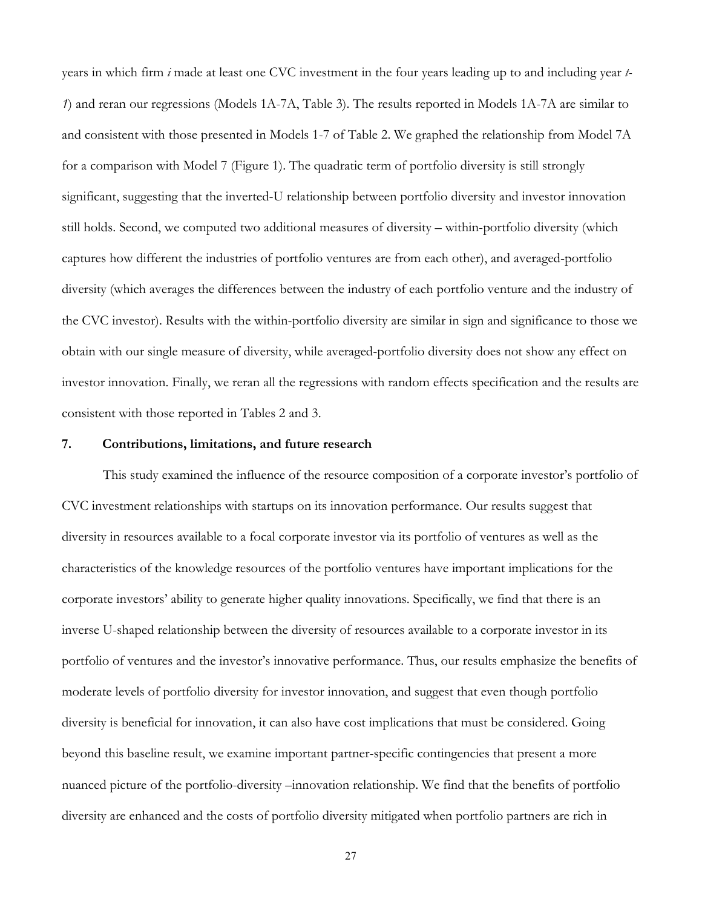years in which firm *i* made at least one CVC investment in the four years leading up to and including year *t-1*) and reran our regressions (Models 1A-7A, Table 3). The results reported in Models 1A-7A are similar to and consistent with those presented in Models 1-7 of Table 2. We graphed the relationship from Model 7A for a comparison with Model 7 (Figure 1). The quadratic term of portfolio diversity is still strongly significant, suggesting that the inverted-U relationship between portfolio diversity and investor innovation still holds. Second, we computed two additional measures of diversity – within-portfolio diversity (which captures how different the industries of portfolio ventures are from each other), and averaged-portfolio diversity (which averages the differences between the industry of each portfolio venture and the industry of the CVC investor). Results with the within-portfolio diversity are similar in sign and significance to those we obtain with our single measure of diversity, while averaged-portfolio diversity does not show any effect on investor innovation. Finally, we reran all the regressions with random effects specification and the results are consistent with those reported in Tables 2 and 3.

## 7. Contributions, limitations, and future research

This study examined the influence of the resource composition of a corporate investor's portfolio of CVC investment relationships with startups on its innovation performance. Our results suggest that diversity in resources available to a focal corporate investor via its portfolio of ventures as well as the characteristics of the knowledge resources of the portfolio ventures have important implications for the corporate investors' ability to generate higher quality innovations. Specifically, we find that there is an inverse U-shaped relationship between the diversity of resources available to a corporate investor in its portfolio of ventures and the investor's innovative performance. Thus, our results emphasize the benefits of moderate levels of portfolio diversity for investor innovation, and suggest that even though portfolio diversity is beneficial for innovation, it can also have cost implications that must be considered. Going beyond this baseline result, we examine important partner-specific contingencies that present a more nuanced picture of the portfolio-diversity –innovation relationship. We find that the benefits of portfolio diversity are enhanced and the costs of portfolio diversity mitigated when portfolio partners are rich in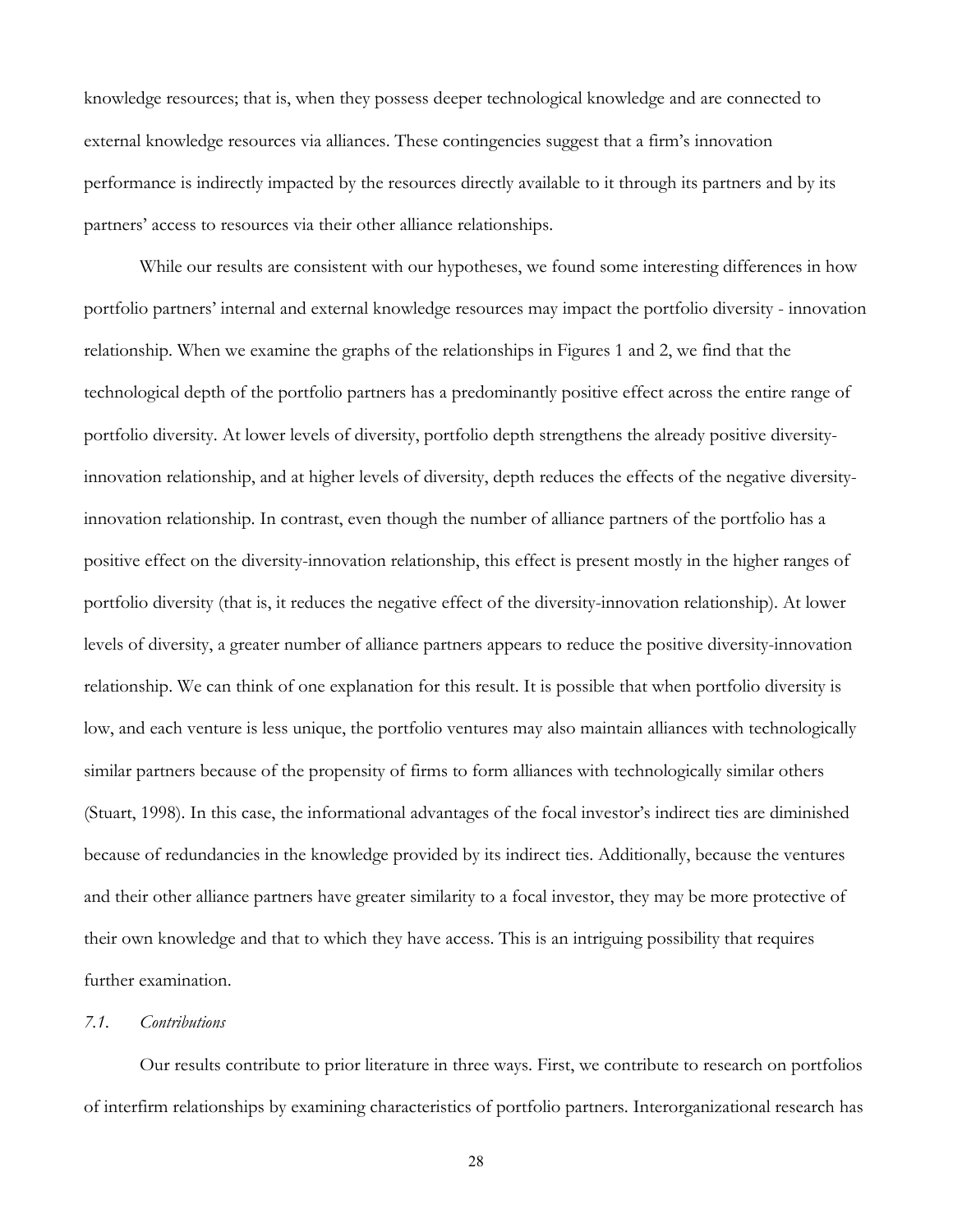knowledge resources; that is, when they possess deeper technological knowledge and are connected to external knowledge resources via alliances. These contingencies suggest that a firm's innovation performance is indirectly impacted by the resources directly available to it through its partners and by its partners' access to resources via their other alliance relationships.

While our results are consistent with our hypotheses, we found some interesting differences in how portfolio partners' internal and external knowledge resources may impact the portfolio diversity - innovation relationship. When we examine the graphs of the relationships in Figures 1 and 2, we find that the technological depth of the portfolio partners has a predominantly positive effect across the entire range of portfolio diversity. At lower levels of diversity, portfolio depth strengthens the already positive diversity-innovation relationship, and at higher levels of diversity, depth reduces the effects of the negative diversity-innovation relationship. In contrast, even though the number of alliance partners of the portfolio has a positive effect on the diversity-innovation relationship, this effect is present mostly in the higher ranges of portfolio diversity (that is, it reduces the negative effect of the diversity-innovation relationship). At lower levels of diversity, a greater number of alliance partners appears to reduce the positive diversity-innovation relationship. We can think of one explanation for this result. It is possible that when portfolio diversity is low, and each venture is less unique, the portfolio ventures may also maintain alliances with technologically similar partners because of the propensity of firms to form alliances with technologically similar others (Stuart, 1998). In this case, the informational advantages of the focal investor's indirect ties are diminished because of redundancies in the knowledge provided by its indirect ties. Additionally, because the ventures and their other alliance partners have greater similarity to a focal investor, they may be more protective of their own knowledge and that to which they have access. This is an intriguing possibility that requires further examination.

### *7.1. Contributions*

Our results contribute to prior literature in three ways. First, we contribute to research on portfolios of interfirm relationships by examining characteristics of portfolio partners. Interorganizational research has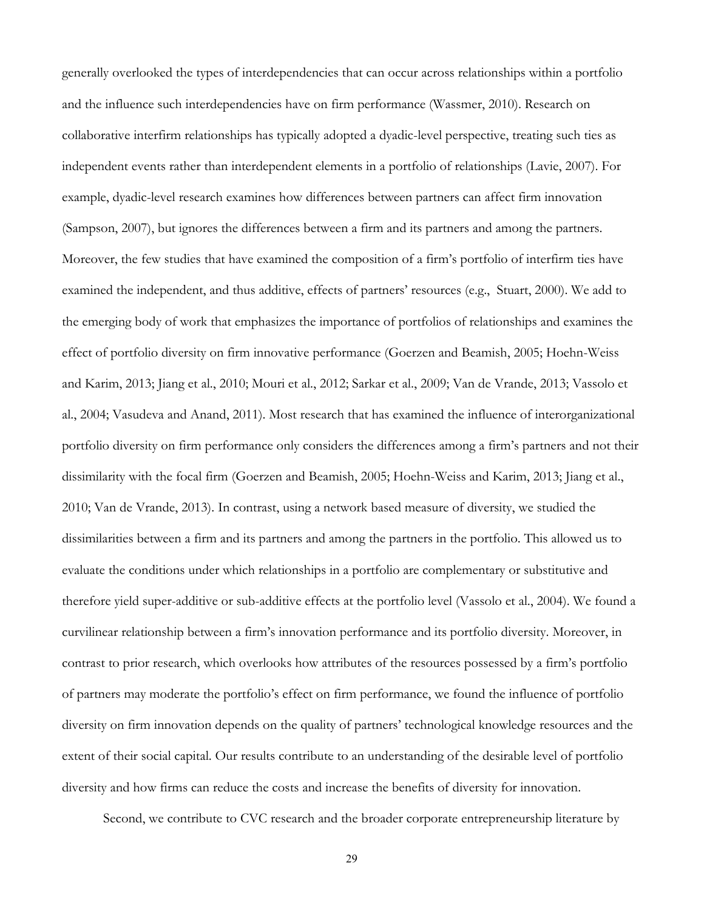generally overlooked the types of interdependencies that can occur across relationships within a portfolio and the influence such interdependencies have on firm performance (Wassmer, 2010). Research on collaborative interfirm relationships has typically adopted a dyadic-level perspective, treating such ties as independent events rather than interdependent elements in a portfolio of relationships (Lavie, 2007). For example, dyadic-level research examines how differences between partners can affect firm innovation (Sampson, 2007), but ignores the differences between a firm and its partners and among the partners. Moreover, the few studies that have examined the composition of a firm's portfolio of interfirm ties have examined the independent, and thus additive, effects of partners' resources (e.g., Stuart, 2000). We add to the emerging body of work that emphasizes the importance of portfolios of relationships and examines the effect of portfolio diversity on firm innovative performance (Goerzen and Beamish, 2005; Hoehn-Weiss and Karim, 2013; Jiang et al., 2010; Mouri et al., 2012; Sarkar et al., 2009; Van de Vrande, 2013; Vassolo et al., 2004; Vasudeva and Anand, 2011). Most research that has examined the influence of interorganizational portfolio diversity on firm performance only considers the differences among a firm's partners and not their dissimilarity with the focal firm (Goerzen and Beamish, 2005; Hoehn-Weiss and Karim, 2013; Jiang et al., 2010; Van de Vrande, 2013). In contrast, using a network based measure of diversity, we studied the dissimilarities between a firm and its partners and among the partners in the portfolio. This allowed us to evaluate the conditions under which relationships in a portfolio are complementary or substitutive and therefore yield super-additive or sub-additive effects at the portfolio level (Vassolo et al., 2004). We found a curvilinear relationship between a firm's innovation performance and its portfolio diversity. Moreover, in contrast to prior research, which overlooks how attributes of the resources possessed by a firm's portfolio of partners may moderate the portfolio's effect on firm performance, we found the influence of portfolio diversity on firm innovation depends on the quality of partners' technological knowledge resources and the extent of their social capital. Our results contribute to an understanding of the desirable level of portfolio diversity and how firms can reduce the costs and increase the benefits of diversity for innovation.

Second, we contribute to CVC research and the broader corporate entrepreneurship literature by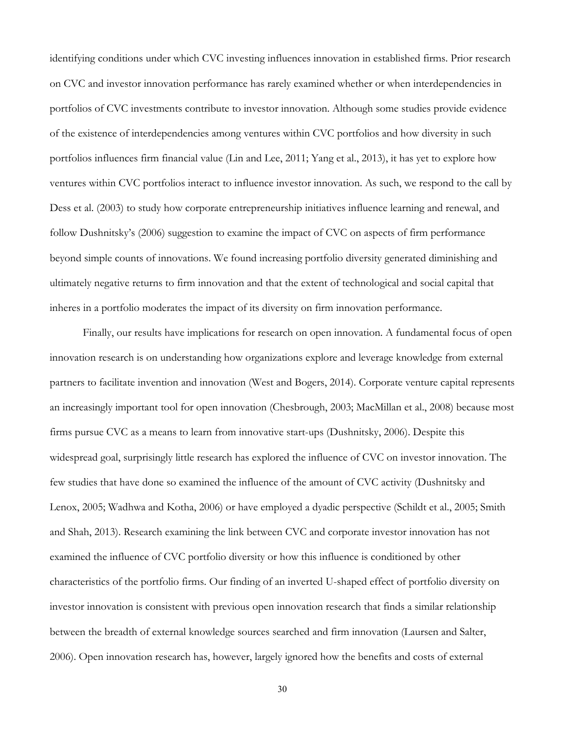identifying conditions under which CVC investing influences innovation in established firms. Prior research on CVC and investor innovation performance has rarely examined whether or when interdependencies in portfolios of CVC investments contribute to investor innovation. Although some studies provide evidence of the existence of interdependencies among ventures within CVC portfolios and how diversity in such portfolios influences firm financial value (Lin and Lee, 2011; Yang et al., 2013), it has yet to explore how ventures within CVC portfolios interact to influence investor innovation. As such, we respond to the call by Dess et al. (2003) to study how corporate entrepreneurship initiatives influence learning and renewal, and follow Dushnitsky's (2006) suggestion to examine the impact of CVC on aspects of firm performance beyond simple counts of innovations. We found increasing portfolio diversity generated diminishing and ultimately negative returns to firm innovation and that the extent of technological and social capital that inheres in a portfolio moderates the impact of its diversity on firm innovation performance.

Finally, our results have implications for research on open innovation. A fundamental focus of open innovation research is on understanding how organizations explore and leverage knowledge from external partners to facilitate invention and innovation (West and Bogers, 2014). Corporate venture capital represents an increasingly important tool for open innovation (Chesbrough, 2003; MacMillan et al., 2008) because most firms pursue CVC as a means to learn from innovative start-ups (Dushnitsky, 2006). Despite this widespread goal, surprisingly little research has explored the influence of CVC on investor innovation. The few studies that have done so examined the influence of the amount of CVC activity (Dushnitsky and Lenox, 2005; Wadhwa and Kotha, 2006) or have employed a dyadic perspective (Schildt et al., 2005; Smith and Shah, 2013). Research examining the link between CVC and corporate investor innovation has not examined the influence of CVC portfolio diversity or how this influence is conditioned by other characteristics of the portfolio firms. Our finding of an inverted U-shaped effect of portfolio diversity on investor innovation is consistent with previous open innovation research that finds a similar relationship between the breadth of external knowledge sources searched and firm innovation (Laursen and Salter, 2006). Open innovation research has, however, largely ignored how the benefits and costs of external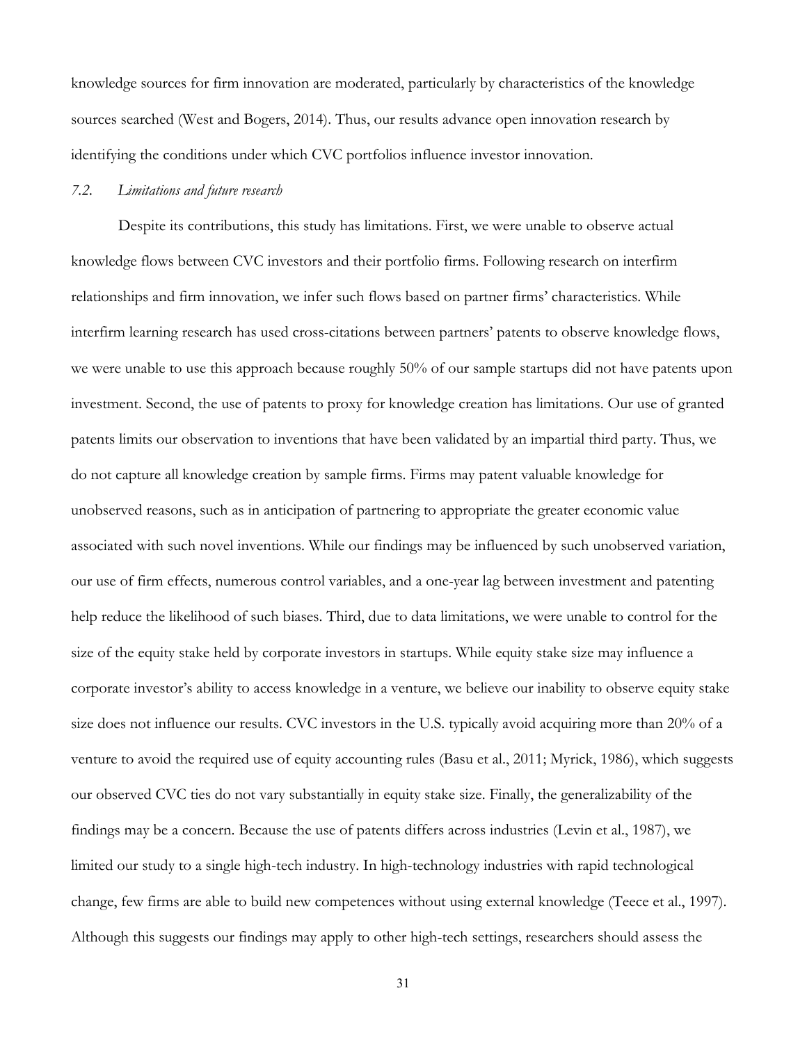knowledge sources for firm innovation are moderated, particularly by characteristics of the knowledge sources searched (West and Bogers, 2014). Thus, our results advance open innovation research by identifying the conditions under which CVC portfolios influence investor innovation.

### *7.2. Limitations and future research*

Despite its contributions, this study has limitations. First, we were unable to observe actual knowledge flows between CVC investors and their portfolio firms. Following research on interfirm relationships and firm innovation, we infer such flows based on partner firms' characteristics. While interfirm learning research has used cross-citations between partners' patents to observe knowledge flows, we were unable to use this approach because roughly 50% of our sample startups did not have patents upon investment. Second, the use of patents to proxy for knowledge creation has limitations. Our use of granted patents limits our observation to inventions that have been validated by an impartial third party. Thus, we do not capture all knowledge creation by sample firms. Firms may patent valuable knowledge for unobserved reasons, such as in anticipation of partnering to appropriate the greater economic value associated with such novel inventions. While our findings may be influenced by such unobserved variation, our use of firm effects, numerous control variables, and a one-year lag between investment and patenting help reduce the likelihood of such biases. Third, due to data limitations, we were unable to control for the size of the equity stake held by corporate investors in startups. While equity stake size may influence a corporate investor's ability to access knowledge in a venture, we believe our inability to observe equity stake size does not influence our results. CVC investors in the U.S. typically avoid acquiring more than 20% of a venture to avoid the required use of equity accounting rules (Basu et al., 2011; Myrick, 1986), which suggests our observed CVC ties do not vary substantially in equity stake size. Finally, the generalizability of the findings may be a concern. Because the use of patents differs across industries (Levin et al., 1987), we limited our study to a single high-tech industry. In high-technology industries with rapid technological change, few firms are able to build new competences without using external knowledge (Teece et al., 1997). Although this suggests our findings may apply to other high-tech settings, researchers should assess the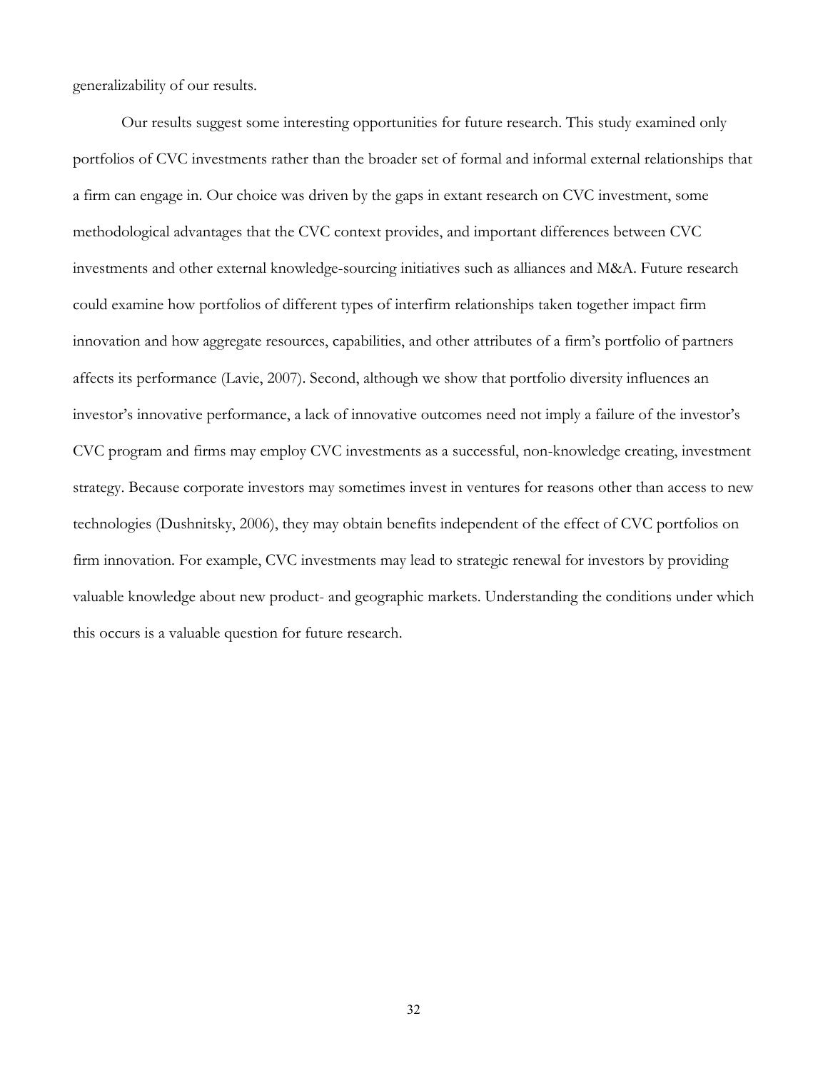generalizability of our results.

Our results suggest some interesting opportunities for future research. This study examined only portfolios of CVC investments rather than the broader set of formal and informal external relationships that a firm can engage in. Our choice was driven by the gaps in extant research on CVC investment, some methodological advantages that the CVC context provides, and important differences between CVC investments and other external knowledge-sourcing initiatives such as alliances and M&A. Future research could examine how portfolios of different types of interfirm relationships taken together impact firm innovation and how aggregate resources, capabilities, and other attributes of a firm's portfolio of partners affects its performance (Lavie, 2007). Second, although we show that portfolio diversity influences an investor's innovative performance, a lack of innovative outcomes need not imply a failure of the investor's CVC program and firms may employ CVC investments as a successful, non-knowledge creating, investment strategy. Because corporate investors may sometimes invest in ventures for reasons other than access to new technologies (Dushnitsky, 2006), they may obtain benefits independent of the effect of CVC portfolios on firm innovation. For example, CVC investments may lead to strategic renewal for investors by providing valuable knowledge about new product- and geographic markets. Understanding the conditions under which this occurs is a valuable question for future research.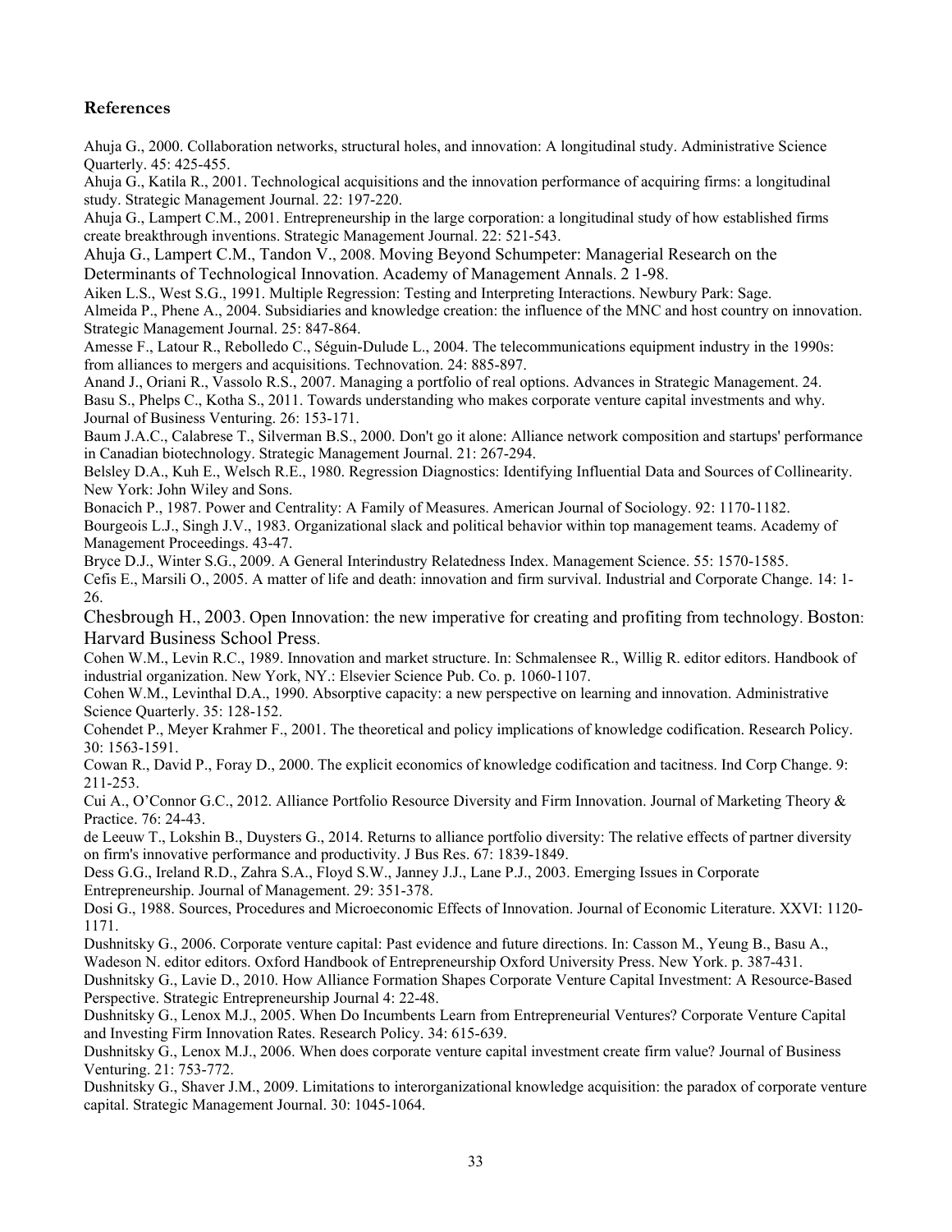## References

Ahuja G., 2000. Collaboration networks, structural holes, and innovation: A longitudinal study. Administrative Science Quarterly. 45: 425-455.

Ahuja G., Katila R., 2001. Technological acquisitions and the innovation performance of acquiring firms: a longitudinal study. Strategic Management Journal. 22: 197-220.

Ahuja G., Lampert C.M., 2001. Entrepreneurship in the large corporation: a longitudinal study of how established firms create breakthrough inventions. Strategic Management Journal. 22: 521-543.

Ahuja G., Lampert C.M., Tandon V., 2008. Moving Beyond Schumpeter: Managerial Research on the Determinants of Technological Innovation. Academy of Management Annals. 2 1-98.

Aiken L.S., West S.G., 1991. Multiple Regression: Testing and Interpreting Interactions. Newbury Park: Sage.

Almeida P., Phene A., 2004. Subsidiaries and knowledge creation: the influence of the MNC and host country on innovation. Strategic Management Journal. 25: 847-864.

Amesse F., Latour R., Rebolledo C., Séguin-Dulude L., 2004. The telecommunications equipment industry in the 1990s: from alliances to mergers and acquisitions. Technovation. 24: 885-897.

Anand J., Oriani R., Vassolo R.S., 2007. Managing a portfolio of real options. Advances in Strategic Management. 24.

Basu S., Phelps C., Kotha S., 2011. Towards understanding who makes corporate venture capital investments and why. Journal of Business Venturing. 26: 153-171.

Baum J.A.C., Calabrese T., Silverman B.S., 2000. Don't go it alone: Alliance network composition and startups' performance in Canadian biotechnology. Strategic Management Journal. 21: 267-294.

Belsley D.A., Kuh E., Welsch R.E., 1980. Regression Diagnostics: Identifying Influential Data and Sources of Collinearity. New York: John Wiley and Sons.

Bonacich P., 1987. Power and Centrality: A Family of Measures. American Journal of Sociology. 92: 1170-1182.

Bourgeois L.J., Singh J.V., 1983. Organizational slack and political behavior within top management teams. Academy of Management Proceedings. 43-47.

Bryce D.J., Winter S.G., 2009. A General Interindustry Relatedness Index. Management Science. 55: 1570-1585.

Cefis E., Marsili O., 2005. A matter of life and death: innovation and firm survival. Industrial and Corporate Change. 14: 1-26.

Chesbrough H., 2003. Open Innovation: the new imperative for creating and profiting from technology. Boston: Harvard Business School Press.

Cohen W.M., Levin R.C., 1989. Innovation and market structure. In: Schmalensee R., Willig R. editor editors. Handbook of industrial organization. New York, NY.: Elsevier Science Pub. Co. p. 1060-1107.

Cohen W.M., Levinthal D.A., 1990. Absorptive capacity: a new perspective on learning and innovation. Administrative Science Quarterly. 35: 128-152.

Cohendet P., Meyer Krahmer F., 2001. The theoretical and policy implications of knowledge codification. Research Policy. 30: 1563-1591.

Cowan R., David P., Foray D., 2000. The explicit economics of knowledge codification and tacitness. Ind Corp Change. 9: 211-253.

Cui A., O'Connor G.C., 2012. Alliance Portfolio Resource Diversity and Firm Innovation. Journal of Marketing Theory & Practice. 76: 24-43.

de Leeuw T., Lokshin B., Duysters G., 2014. Returns to alliance portfolio diversity: The relative effects of partner diversity on firm's innovative performance and productivity. J Bus Res. 67: 1839-1849.

Dess G.G., Ireland R.D., Zahra S.A., Floyd S.W., Janney J.J., Lane P.J., 2003. Emerging Issues in Corporate Entrepreneurship. Journal of Management. 29: 351-378.

Dosi G., 1988. Sources, Procedures and Microeconomic Effects of Innovation. Journal of Economic Literature. XXVI: 1120-1171.

Dushnitsky G., 2006. Corporate venture capital: Past evidence and future directions. In: Casson M., Yeung B., Basu A., Wadeson N. editor editors. Oxford Handbook of Entrepreneurship Oxford University Press. New York. p. 387-431.

Dushnitsky G., Lavie D., 2010. How Alliance Formation Shapes Corporate Venture Capital Investment: A Resource-Based Perspective. Strategic Entrepreneurship Journal 4: 22-48.

Dushnitsky G., Lenox M.J., 2005. When Do Incumbents Learn from Entrepreneurial Ventures? Corporate Venture Capital and Investing Firm Innovation Rates. Research Policy. 34: 615-639.

Dushnitsky G., Lenox M.J., 2006. When does corporate venture capital investment create firm value? Journal of Business Venturing. 21: 753-772.

Dushnitsky G., Shaver J.M., 2009. Limitations to interorganizational knowledge acquisition: the paradox of corporate venture capital. Strategic Management Journal. 30: 1045-1064.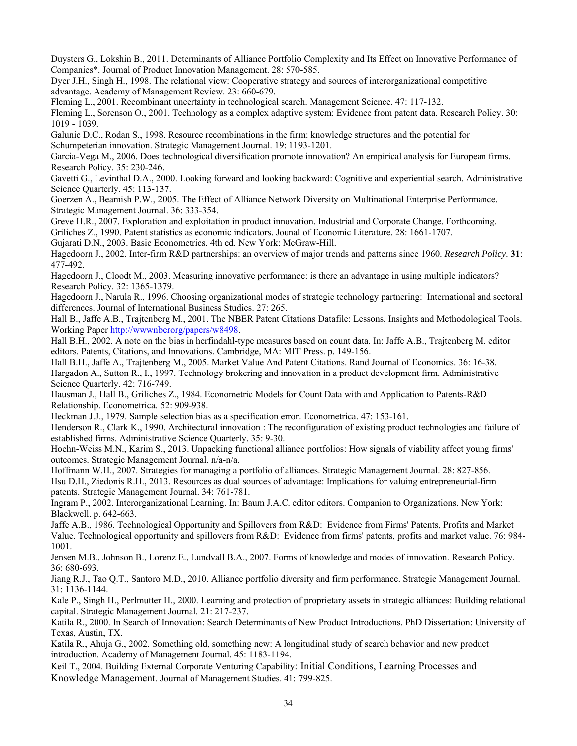Duysters G., Lokshin B., 2011. Determinants of Alliance Portfolio Complexity and Its Effect on Innovative Performance of Companies*. Journal of Product Innovation Management. 28: 570-585.

Dyer J.H., Singh H., 1998. The relational view: Cooperative strategy and sources of interorganizational competitive advantage. Academy of Management Review. 23: 660-679.

Fleming L., 2001. Recombinant uncertainty in technological search. Management Science. 47: 117-132.

Fleming L., Sorenson O., 2001. Technology as a complex adaptive system: Evidence from patent data. Research Policy. 30: 1019 - 1039.

Galunic D.C., Rodan S., 1998. Resource recombinations in the firm: knowledge structures and the potential for Schumpeterian innovation. Strategic Management Journal. 19: 1193-1201.

Garcia-Vega M., 2006. Does technological diversification promote innovation? An empirical analysis for European firms. Research Policy. 35: 230-246.

Gavetti G., Levinthal D.A., 2000. Looking forward and looking backward: Cognitive and experiential search. Administrative Science Quarterly. 45: 113-137.

Goerzen A., Beamish P.W., 2005. The Effect of Alliance Network Diversity on Multinational Enterprise Performance. Strategic Management Journal. 36: 333-354.

Greve H.R., 2007. Exploration and exploitation in product innovation. Industrial and Corporate Change. Forthcoming.

Griliches Z., 1990. Patent statistics as economic indicators. Jounal of Economic Literature. 28: 1661-1707.

Gujarati D.N., 2003. Basic Econometrics. 4th ed. New York: McGraw-Hill.

Hagedoorn J., 2002. Inter-firm R&D partnerships: an overview of major trends and patterns since 1960. *Research Policy*. **31**: 477-492.

Hagedoorn J., Cloodt M., 2003. Measuring innovative performance: is there an advantage in using multiple indicators? Research Policy. 32: 1365-1379.

Hagedoorn J., Narula R., 1996. Choosing organizational modes of strategic technology partnering: International and sectoral differences. Journal of International Business Studies. 27: 265.

Hall B., Jaffe A.B., Trajtenberg M., 2001. The NBER Patent Citations Datafile: Lessons, Insights and Methodological Tools. Working Paper http://wwwnberorg/papers/w8498.

Hall B.H., 2002. A note on the bias in herfindahl-type measures based on count data. In: Jaffe A.B., Trajtenberg M. editor editors. Patents, Citations, and Innovations. Cambridge, MA: MIT Press. p. 149-156.

Hall B.H., Jaffe A., Trajtenberg M., 2005. Market Value And Patent Citations. Rand Journal of Economics. 36: 16-38.

Hargadon A., Sutton R., I., 1997. Technology brokering and innovation in a product development firm. Administrative Science Quarterly. 42: 716-749.

Hausman J., Hall B., Griliches Z., 1984. Econometric Models for Count Data with and Application to Patents-R&D Relationship. Econometrica. 52: 909-938.

Heckman J.J., 1979. Sample selection bias as a specification error. Econometrica. 47: 153-161.

Henderson R., Clark K., 1990. Architectural innovation : The reconfiguration of existing product technologies and failure of established firms. Administrative Science Quarterly. 35: 9-30.

Hoehn-Weiss M.N., Karim S., 2013. Unpacking functional alliance portfolios: How signals of viability affect young firms' outcomes. Strategic Management Journal. n/a-n/a.

Hoffmann W.H., 2007. Strategies for managing a portfolio of alliances. Strategic Management Journal. 28: 827-856.

Hsu D.H., Ziedonis R.H., 2013. Resources as dual sources of advantage: Implications for valuing entrepreneurial-firm patents. Strategic Management Journal. 34: 761-781.

Ingram P., 2002. Interorganizational Learning. In: Baum J.A.C. editor editors. Companion to Organizations. New York: Blackwell. p. 642-663.

Jaffe A.B., 1986. Technological Opportunity and Spillovers from R&D: Evidence from Firms' Patents, Profits and Market Value. Technological opportunity and spillovers from R&D: Evidence from firms' patents, profits and market value. 76: 984-1001.

Jensen M.B., Johnson B., Lorenz E., Lundvall B.A., 2007. Forms of knowledge and modes of innovation. Research Policy. 36: 680-693.

Jiang R.J., Tao Q.T., Santoro M.D., 2010. Alliance portfolio diversity and firm performance. Strategic Management Journal. 31: 1136-1144.

Kale P., Singh H., Perlmutter H., 2000. Learning and protection of proprietary assets in strategic alliances: Building relational capital. Strategic Management Journal. 21: 217-237.

Katila R., 2000. In Search of Innovation: Search Determinants of New Product Introductions. PhD Dissertation: University of Texas, Austin, TX.

Katila R., Ahuja G., 2002. Something old, something new: A longitudinal study of search behavior and new product introduction. Academy of Management Journal. 45: 1183-1194.

Keil T., 2004. Building External Corporate Venturing Capability: Initial Conditions, Learning Processes and Knowledge Management. Journal of Management Studies. 41: 799-825.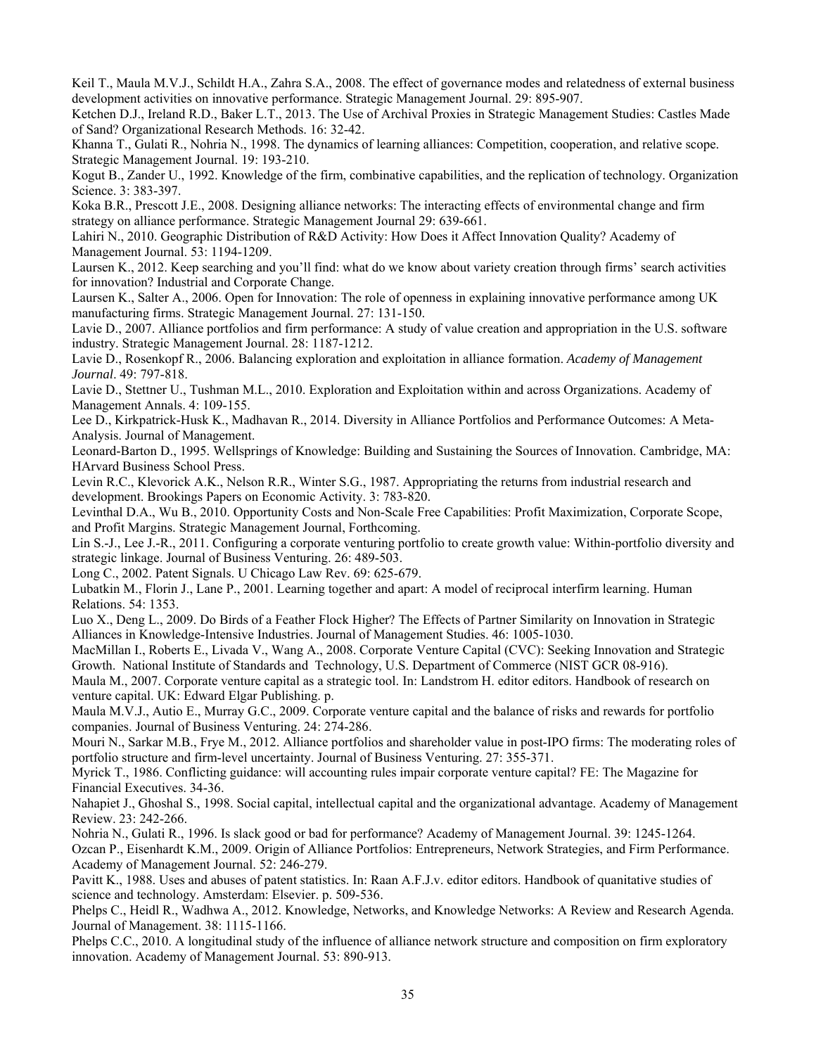Keil T., Maula M.V.J., Schildt H.A., Zahra S.A., 2008. The effect of governance modes and relatedness of external business development activities on innovative performance. Strategic Management Journal. 29: 895-907.

Ketchen D.J., Ireland R.D., Baker L.T., 2013. The Use of Archival Proxies in Strategic Management Studies: Castles Made of Sand? Organizational Research Methods. 16: 32-42.

Khanna T., Gulati R., Nohria N., 1998. The dynamics of learning alliances: Competition, cooperation, and relative scope. Strategic Management Journal. 19: 193-210.

Kogut B., Zander U., 1992. Knowledge of the firm, combinative capabilities, and the replication of technology. Organization Science. 3: 383-397.

Koka B.R., Prescott J.E., 2008. Designing alliance networks: The interacting effects of environmental change and firm strategy on alliance performance. Strategic Management Journal 29: 639-661.

Lahiri N., 2010. Geographic Distribution of R&D Activity: How Does it Affect Innovation Quality? Academy of Management Journal. 53: 1194-1209.

Laursen K., 2012. Keep searching and you'll find: what do we know about variety creation through firms' search activities for innovation? Industrial and Corporate Change.

Laursen K., Salter A., 2006. Open for Innovation: The role of openness in explaining innovative performance among UK manufacturing firms. Strategic Management Journal. 27: 131-150.

Lavie D., 2007. Alliance portfolios and firm performance: A study of value creation and appropriation in the U.S. software industry. Strategic Management Journal. 28: 1187-1212.

Lavie D., Rosenkopf R., 2006. Balancing exploration and exploitation in alliance formation. *Academy of Management Journal*. 49: 797-818.

Lavie D., Stettner U., Tushman M.L., 2010. Exploration and Exploitation within and across Organizations. Academy of Management Annals. 4: 109-155.

Lee D., Kirkpatrick-Husk K., Madhavan R., 2014. Diversity in Alliance Portfolios and Performance Outcomes: A Meta-Analysis. Journal of Management.

Leonard-Barton D., 1995. Wellsprings of Knowledge: Building and Sustaining the Sources of Innovation. Cambridge, MA: HArvard Business School Press.

Levin R.C., Klevorick A.K., Nelson R.R., Winter S.G., 1987. Appropriating the returns from industrial research and development. Brookings Papers on Economic Activity. 3: 783-820.

Levinthal D.A., Wu B., 2010. Opportunity Costs and Non-Scale Free Capabilities: Profit Maximization, Corporate Scope, and Profit Margins. Strategic Management Journal, Forthcoming.

Lin S.-J., Lee J.-R., 2011. Configuring a corporate venturing portfolio to create growth value: Within-portfolio diversity and strategic linkage. Journal of Business Venturing. 26: 489-503.

Long C., 2002. Patent Signals. U Chicago Law Rev. 69: 625-679.

Lubatkin M., Florin J., Lane P., 2001. Learning together and apart: A model of reciprocal interfirm learning. Human Relations. 54: 1353.

Luo X., Deng L., 2009. Do Birds of a Feather Flock Higher? The Effects of Partner Similarity on Innovation in Strategic Alliances in Knowledge-Intensive Industries. Journal of Management Studies. 46: 1005-1030.

MacMillan I., Roberts E., Livada V., Wang A., 2008. Corporate Venture Capital (CVC): Seeking Innovation and Strategic Growth. National Institute of Standards and Technology, U.S. Department of Commerce (NIST GCR 08-916).

Maula M., 2007. Corporate venture capital as a strategic tool. In: Landstrom H. editor editors. Handbook of research on venture capital. UK: Edward Elgar Publishing. p.

Maula M.V.J., Autio E., Murray G.C., 2009. Corporate venture capital and the balance of risks and rewards for portfolio companies. Journal of Business Venturing. 24: 274-286.

Mouri N., Sarkar M.B., Frye M., 2012. Alliance portfolios and shareholder value in post-IPO firms: The moderating roles of portfolio structure and firm-level uncertainty. Journal of Business Venturing. 27: 355-371.

Myrick T., 1986. Conflicting guidance: will accounting rules impair corporate venture capital? FE: The Magazine for Financial Executives. 34-36.

Nahapiet J., Ghoshal S., 1998. Social capital, intellectual capital and the organizational advantage. Academy of Management Review. 23: 242-266.

Nohria N., Gulati R., 1996. Is slack good or bad for performance? Academy of Management Journal. 39: 1245-1264.

Ozcan P., Eisenhardt K.M., 2009. Origin of Alliance Portfolios: Entrepreneurs, Network Strategies, and Firm Performance. Academy of Management Journal. 52: 246-279.

Pavitt K., 1988. Uses and abuses of patent statistics. In: Raan A.F.J.v. editor editors. Handbook of quanitative studies of science and technology. Amsterdam: Elsevier. p. 509-536.

Phelps C., Heidl R., Wadhwa A., 2012. Knowledge, Networks, and Knowledge Networks: A Review and Research Agenda. Journal of Management. 38: 1115-1166.

Phelps C.C., 2010. A longitudinal study of the influence of alliance network structure and composition on firm exploratory innovation. Academy of Management Journal. 53: 890-913.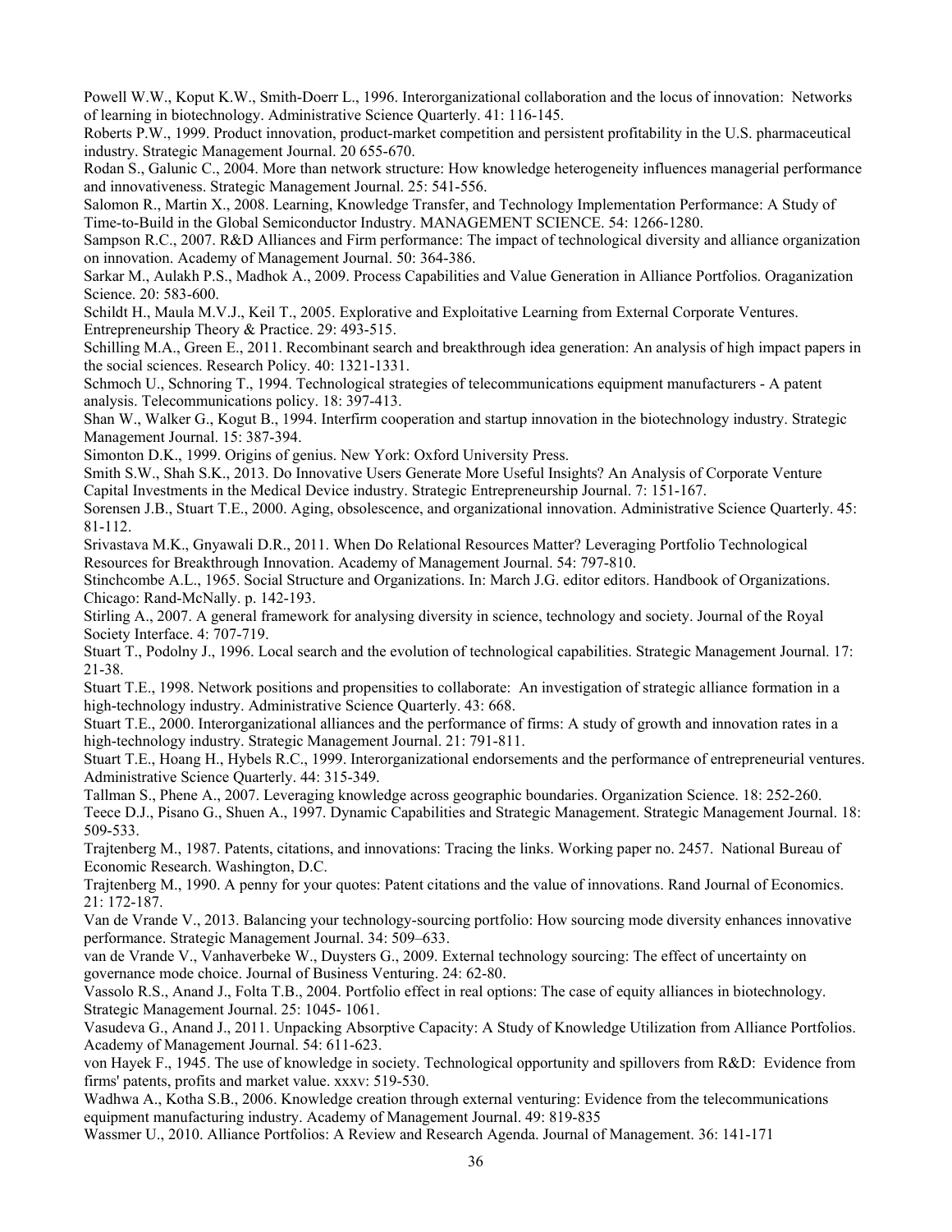Powell W.W., Koput K.W., Smith-Doerr L., 1996. Interorganizational collaboration and the locus of innovation: Networks of learning in biotechnology. Administrative Science Quarterly. 41: 116-145.

Roberts P.W., 1999. Product innovation, product-market competition and persistent profitability in the U.S. pharmaceutical industry. Strategic Management Journal. 20 655-670.

Rodan S., Galunic C., 2004. More than network structure: How knowledge heterogeneity influences managerial performance and innovativeness. Strategic Management Journal. 25: 541-556.

Salomon R., Martin X., 2008. Learning, Knowledge Transfer, and Technology Implementation Performance: A Study of Time-to-Build in the Global Semiconductor Industry. MANAGEMENT SCIENCE. 54: 1266-1280.

Sampson R.C., 2007. R&D Alliances and Firm performance: The impact of technological diversity and alliance organization on innovation. Academy of Management Journal. 50: 364-386.

Sarkar M., Aulakh P.S., Madhok A., 2009. Process Capabilities and Value Generation in Alliance Portfolios. Oraganization Science. 20: 583-600.

Schildt H., Maula M.V.J., Keil T., 2005. Explorative and Exploitative Learning from External Corporate Ventures. Entrepreneurship Theory & Practice. 29: 493-515.

Schilling M.A., Green E., 2011. Recombinant search and breakthrough idea generation: An analysis of high impact papers in the social sciences. Research Policy. 40: 1321-1331.

Schmoch U., Schnoring T., 1994. Technological strategies of telecommunications equipment manufacturers - A patent analysis. Telecommunications policy. 18: 397-413.

Shan W., Walker G., Kogut B., 1994. Interfirm cooperation and startup innovation in the biotechnology industry. Strategic Management Journal. 15: 387-394.

Simonton D.K., 1999. Origins of genius. New York: Oxford University Press.

Smith S.W., Shah S.K., 2013. Do Innovative Users Generate More Useful Insights? An Analysis of Corporate Venture Capital Investments in the Medical Device industry. Strategic Entrepreneurship Journal. 7: 151-167.

Sorensen J.B., Stuart T.E., 2000. Aging, obsolescence, and organizational innovation. Administrative Science Quarterly. 45: 81-112.

Srivastava M.K., Gnyawali D.R., 2011. When Do Relational Resources Matter? Leveraging Portfolio Technological Resources for Breakthrough Innovation. Academy of Management Journal. 54: 797-810.

Stinchcombe A.L., 1965. Social Structure and Organizations. In: March J.G. editor editors. Handbook of Organizations. Chicago: Rand-McNally. p. 142-193.

Stirling A., 2007. A general framework for analysing diversity in science, technology and society. Journal of the Royal Society Interface. 4: 707-719.

Stuart T., Podolny J., 1996. Local search and the evolution of technological capabilities. Strategic Management Journal. 17: 21-38.

Stuart T.E., 1998. Network positions and propensities to collaborate: An investigation of strategic alliance formation in a high-technology industry. Administrative Science Quarterly. 43: 668.

Stuart T.E., 2000. Interorganizational alliances and the performance of firms: A study of growth and innovation rates in a high-technology industry. Strategic Management Journal. 21: 791-811.

Stuart T.E., Hoang H., Hybels R.C., 1999. Interorganizational endorsements and the performance of entrepreneurial ventures. Administrative Science Quarterly. 44: 315-349.

Tallman S., Phene A., 2007. Leveraging knowledge across geographic boundaries. Organization Science. 18: 252-260.

Teece D.J., Pisano G., Shuen A., 1997. Dynamic Capabilities and Strategic Management. Strategic Management Journal. 18: 509-533.

Trajtenberg M., 1987. Patents, citations, and innovations: Tracing the links. Working paper no. 2457. National Bureau of Economic Research. Washington, D.C.

Trajtenberg M., 1990. A penny for your quotes: Patent citations and the value of innovations. Rand Journal of Economics. 21: 172-187.

Van de Vrande V., 2013. Balancing your technology-sourcing portfolio: How sourcing mode diversity enhances innovative performance. Strategic Management Journal. 34: 509–633.

van de Vrande V., Vanhaverbeke W., Duysters G., 2009. External technology sourcing: The effect of uncertainty on governance mode choice. Journal of Business Venturing. 24: 62-80.

Vassolo R.S., Anand J., Folta T.B., 2004. Portfolio effect in real options: The case of equity alliances in biotechnology. Strategic Management Journal. 25: 1045- 1061.

Vasudeva G., Anand J., 2011. Unpacking Absorptive Capacity: A Study of Knowledge Utilization from Alliance Portfolios. Academy of Management Journal. 54: 611-623.

von Hayek F., 1945. The use of knowledge in society. Technological opportunity and spillovers from R&D: Evidence from firms' patents, profits and market value. xxxv: 519-530.

Wadhwa A., Kotha S.B., 2006. Knowledge creation through external venturing: Evidence from the telecommunications equipment manufacturing industry. Academy of Management Journal. 49: 819-835

Wassmer U., 2010. Alliance Portfolios: A Review and Research Agenda. Journal of Management. 36: 141-171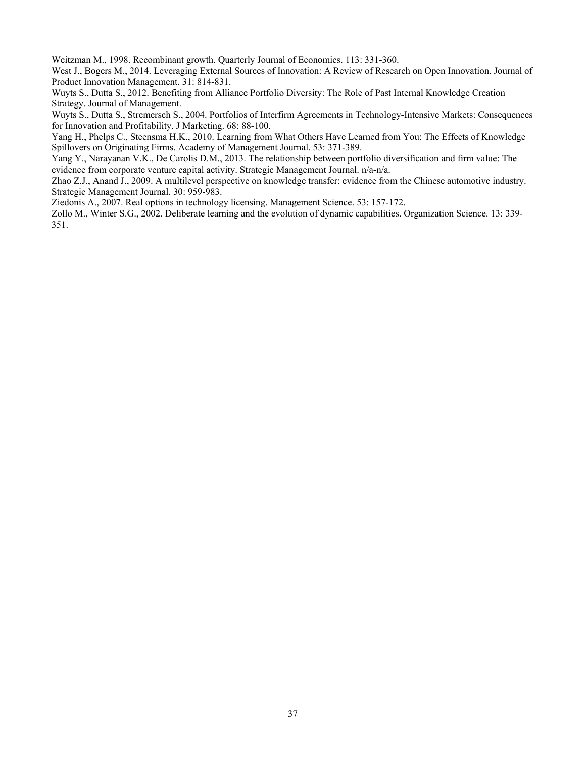Weitzman M., 1998. Recombinant growth. Quarterly Journal of Economics. 113: 331-360.

West J., Bogers M., 2014. Leveraging External Sources of Innovation: A Review of Research on Open Innovation. Journal of Product Innovation Management. 31: 814-831.

Wuyts S., Dutta S., 2012. Benefiting from Alliance Portfolio Diversity: The Role of Past Internal Knowledge Creation Strategy. Journal of Management.

Wuyts S., Dutta S., Stremersch S., 2004. Portfolios of Interfirm Agreements in Technology-Intensive Markets: Consequences for Innovation and Profitability. J Marketing. 68: 88-100.

Yang H., Phelps C., Steensma H.K., 2010. Learning from What Others Have Learned from You: The Effects of Knowledge Spillovers on Originating Firms. Academy of Management Journal. 53: 371-389.

Yang Y., Narayanan V.K., De Carolis D.M., 2013. The relationship between portfolio diversification and firm value: The evidence from corporate venture capital activity. Strategic Management Journal. n/a-n/a.

Zhao Z.J., Anand J., 2009. A multilevel perspective on knowledge transfer: evidence from the Chinese automotive industry. Strategic Management Journal. 30: 959-983.

Ziedonis A., 2007. Real options in technology licensing. Management Science. 53: 157-172.

Zollo M., Winter S.G., 2002. Deliberate learning and the evolution of dynamic capabilities. Organization Science. 13: 339-351.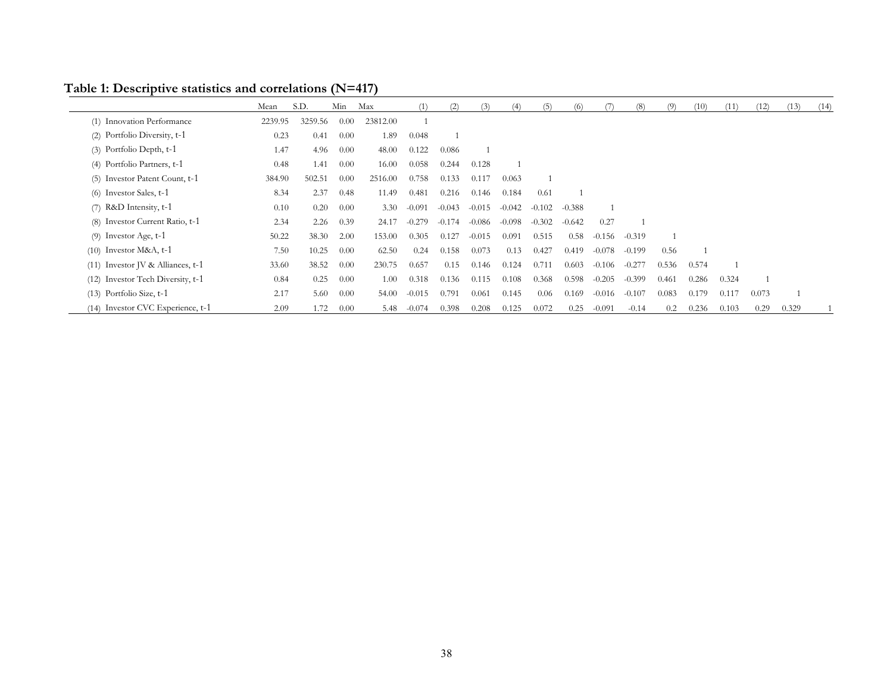**Table 1: Descriptive statistics and correlations (N=417)**

| | Mean | S.D. | Min | Max | (1) | (2) | (3) | (4) | (5) | (6) | (7) | (8) | (9) | (10) | (11) | (12) | (13) | (14) |
|---|---|---|---|---|---|---|---|---|---|---|---|---|---|---|---|---|---|---|
| (1) Innovation Performance | 2239.95 | 3259.56 | 0.00 | 23812.00 | 1 | | | | | | | | | | | | | |
| (2) Portfolio Diversity, t-1 | 0.23 | 0.41 | 0.00 | 1.89 | 0.048 | 1 | | | | | | | | | | | | |
| (3) Portfolio Depth, t-1 | 1.47 | 4.96 | 0.00 | 48.00 | 0.122 | 0.086 | 1 | | | | | | | | | | | |
| (4) Portfolio Partners, t-1 | 0.48 | 1.41 | 0.00 | 16.00 | 0.058 | 0.244 | 0.128 | 1 | | | | | | | | | | |
| (5) Investor Patent Count, t-1 | 384.90 | 502.51 | 0.00 | 2516.00 | 0.758 | 0.133 | 0.117 | 0.063 | 1 | | | | | | | | | |
| (6) Investor Sales, t-1 | 8.34 | 2.37 | 0.48 | 11.49 | 0.481 | 0.216 | 0.146 | 0.184 | 0.61 | 1 | | | | | | | | |
| (7) R&D Intensity, t-1 | 0.10 | 0.20 | 0.00 | 3.30 | -0.091 | -0.043 | -0.015 | -0.042 | -0.102 | -0.388 | 1 | | | | | | | |
| (8) Investor Current Ratio, t-1 | 2.34 | 2.26 | 0.39 | 24.17 | -0.279 | -0.174 | -0.086 | -0.098 | -0.302 | -0.642 | 0.27 | 1 | | | | | | |
| (9) Investor Age, t-1 | 50.22 | 38.30 | 2.00 | 153.00 | 0.305 | 0.127 | -0.015 | 0.091 | 0.515 | 0.58 | -0.156 | -0.319 | 1 | | | | | |
| (10) Investor M&A, t-1 | 7.50 | 10.25 | 0.00 | 62.50 | 0.24 | 0.158 | 0.073 | 0.13 | 0.427 | 0.419 | -0.078 | -0.199 | 0.56 | 1 | | | | |
| (11) Investor JV & Alliances, t-1 | 33.60 | 38.52 | 0.00 | 230.75 | 0.657 | 0.15 | 0.146 | 0.124 | 0.711 | 0.603 | -0.106 | -0.277 | 0.536 | 0.574 | 1 | | | |
| (12) Investor Tech Diversity, t-1 | 0.84 | 0.25 | 0.00 | 1.00 | 0.318 | 0.136 | 0.115 | 0.108 | 0.368 | 0.598 | -0.205 | -0.399 | 0.461 | 0.286 | 0.324 | 1 | | |
| (13) Portfolio Size, t-1 | 2.17 | 5.60 | 0.00 | 54.00 | -0.015 | 0.791 | 0.061 | 0.145 | 0.06 | 0.169 | -0.016 | -0.107 | 0.083 | 0.179 | 0.117 | 0.073 | 1 | |
| (14) Investor CVC Experience, t-1 | 2.09 | 1.72 | 0.00 | 5.48 | -0.074 | 0.398 | 0.208 | 0.125 | 0.072 | 0.25 | -0.091 | -0.14 | 0.2 | 0.236 | 0.103 | 0.29 | 0.329 | 1 |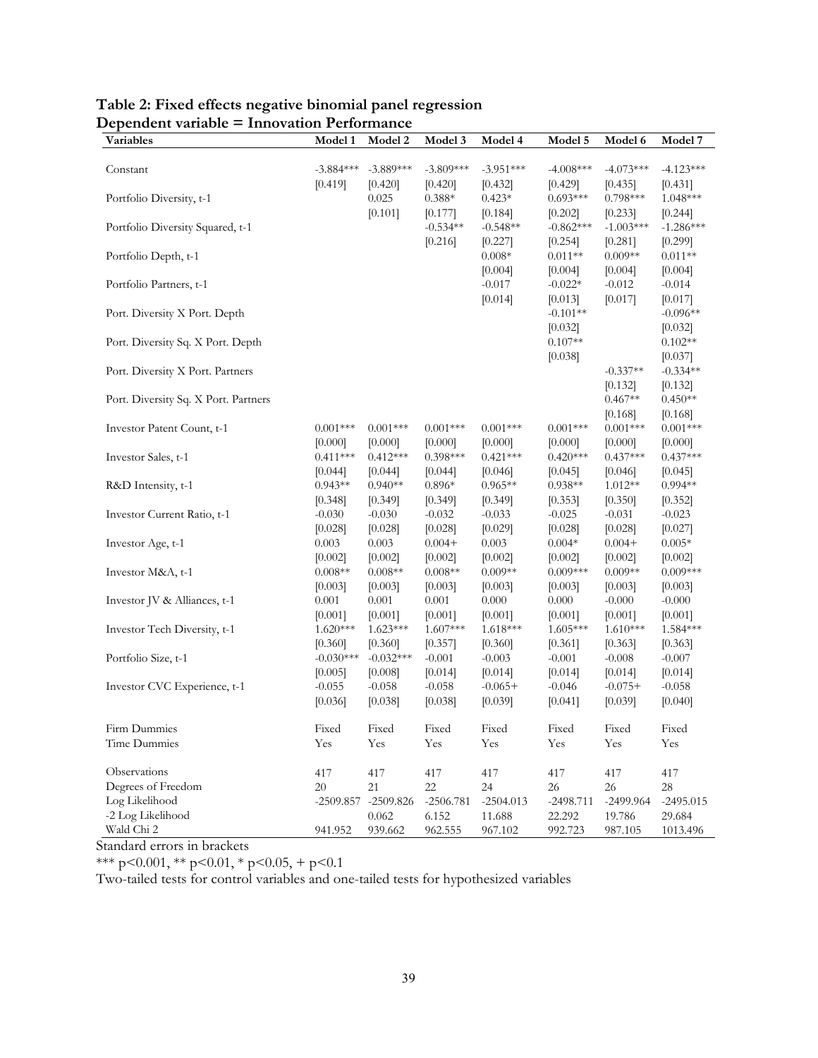**Table 2: Fixed effects negative binomial panel regression**
**Dependent variable = Innovation Performance**

| Variables | Model 1 | Model 2 | Model 3 | Model 4 | Model 5 | Model 6 | Model 7 |
|---|---|---|---|---|---|---|---|
| Constant | -3.884*** | -3.889*** | -3.809*** | -3.951*** | -4.008*** | -4.073*** | -4.123*** |
| | [0.419] | [0.420] | [0.420] | [0.432] | [0.429] | [0.435] | [0.431] |
| Portfolio Diversity, t-1 | | 0.025 | 0.388* | 0.423* | 0.693*** | 0.798*** | 1.048*** |
| | | [0.101] | [0.177] | [0.184] | [0.202] | [0.233] | [0.244] |
| Portfolio Diversity Squared, t-1 | | | -0.534** | -0.548** | -0.862*** | -1.003*** | -1.286*** |
| | | | [0.216] | [0.227] | [0.254] | [0.281] | [0.299] |
| Portfolio Depth, t-1 | | | | 0.008* | 0.011** | 0.009** | 0.011** |
| | | | | [0.004] | [0.004] | [0.004] | [0.004] |
| Portfolio Partners, t-1 | | | | -0.017 | -0.022* | -0.012 | -0.014 |
| | | | | [0.014] | [0.013] | [0.017] | [0.017] |
| Port. Diversity X Port. Depth | | | | | -0.101** | | -0.096** |
| | | | | | [0.032] | | [0.032] |
| Port. Diversity Sq. X Port. Depth | | | | | 0.107** | | 0.102** |
| | | | | | [0.038] | | [0.037] |
| Port. Diversity X Port. Partners | | | | | | -0.337** | -0.334** |
| | | | | | | [0.132] | [0.132] |
| Port. Diversity Sq. X Port. Partners | | | | | | 0.467** | 0.450** |
| | | | | | | [0.168] | [0.168] |
| Investor Patent Count, t-1 | 0.001*** | 0.001*** | 0.001*** | 0.001*** | 0.001*** | 0.001*** | 0.001*** |
| | [0.000] | [0.000] | [0.000] | [0.000] | [0.000] | [0.000] | [0.000] |
| Investor Sales, t-1 | 0.411*** | 0.412*** | 0.398*** | 0.421*** | 0.420*** | 0.437*** | 0.437*** |
| | [0.044] | [0.044] | [0.044] | [0.046] | [0.045] | [0.046] | [0.045] |
| R&D Intensity, t-1 | 0.943** | 0.940** | 0.896* | 0.965** | 0.938** | 1.012** | 0.994** |
| | [0.348] | [0.349] | [0.349] | [0.349] | [0.353] | [0.350] | [0.352] |
| Investor Current Ratio, t-1 | -0.030 | -0.030 | -0.032 | -0.033 | -0.025 | -0.031 | -0.023 |
| | [0.028] | [0.028] | [0.028] | [0.029] | [0.028] | [0.028] | [0.027] |
| Investor Age, t-1 | 0.003 | 0.003 | 0.004+ | 0.003 | 0.004* | 0.004+ | 0.005* |
| | [0.002] | [0.002] | [0.002] | [0.002] | [0.002] | [0.002] | [0.002] |
| Investor M&A, t-1 | 0.008** | 0.008** | 0.008** | 0.009** | 0.009*** | 0.009** | 0.009*** |
| | [0.003] | [0.003] | [0.003] | [0.003] | [0.003] | [0.003] | [0.003] |
| Investor JV & Alliances, t-1 | 0.001 | 0.001 | 0.001 | 0.000 | 0.000 | -0.000 | -0.000 |
| | [0.001] | [0.001] | [0.001] | [0.001] | [0.001] | [0.001] | [0.001] |
| Investor Tech Diversity, t-1 | 1.620*** | 1.623*** | 1.607*** | 1.618*** | 1.605*** | 1.610*** | 1.584*** |
| | [0.360] | [0.360] | [0.357] | [0.360] | [0.361] | [0.363] | [0.363] |
| Portfolio Size, t-1 | -0.030*** | -0.032*** | -0.001 | -0.003 | -0.001 | -0.008 | -0.007 |
| | [0.005] | [0.008] | [0.014] | [0.014] | [0.014] | [0.014] | [0.014] |
| Investor CVC Experience, t-1 | -0.055 | -0.058 | -0.058 | -0.065+ | -0.046 | -0.075+ | -0.058 |
| | [0.036] | [0.038] | [0.038] | [0.039] | [0.041] | [0.039] | [0.040] |
| Firm Dummies | Fixed | Fixed | Fixed | Fixed | Fixed | Fixed | Fixed |
| Time Dummies | Yes | Yes | Yes | Yes | Yes | Yes | Yes |
| Observations | 417 | 417 | 417 | 417 | 417 | 417 | 417 |
| Degrees of Freedom | 20 | 21 | 22 | 24 | 26 | 26 | 28 |
| Log Likelihood | -2509.857 | -2509.826 | -2506.781 | -2504.013 | -2498.711 | -2499.964 | -2495.015 |
| -2 Log Likelihood | | 0.062 | 6.152 | 11.688 | 22.292 | 19.786 | 29.684 |
| Wald Chi 2 | 941.952 | 939.662 | 962.555 | 967.102 | 992.723 | 987.105 | 1013.496 |

Standard errors in brackets

*** $p<0.001$, ** $p<0.01$, * $p<0.05$, + $p<0.1$

Two-tailed tests for control variables and one-tailed tests for hypothesized variables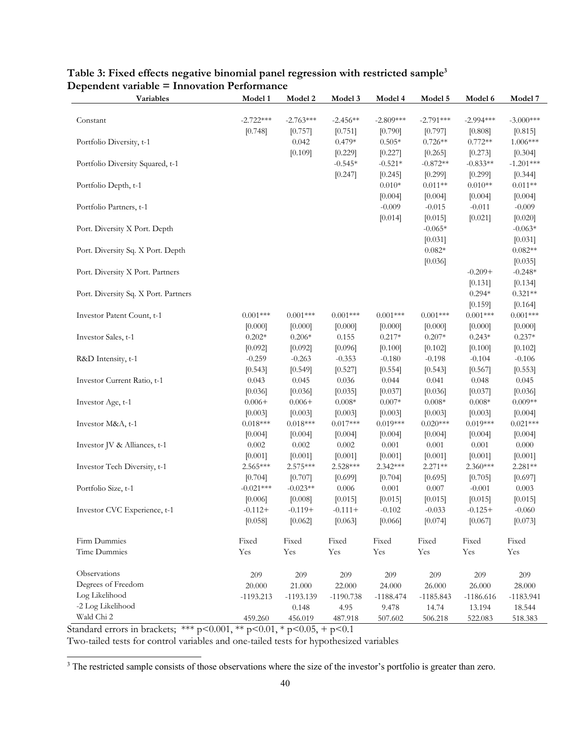**Table 3: Fixed effects negative binomial panel regression with restricted sample[3]**
**Dependent variable = Innovation Performance**

| Variables | Model 1 | Model 2 | Model 3 | Model 4 | Model 5 | Model 6 | Model 7 |
|---|---|---|---|---|---|---|---|
| Constant | -2.722*** | -2.763*** | -2.456** | -2.809*** | -2.791*** | -2.994*** | -3.000*** |
| | [0.748] | [0.757] | [0.751] | [0.790] | [0.797] | [0.808] | [0.815] |
| Portfolio Diversity, t-1 | | 0.042 | 0.479* | 0.505* | 0.726** | 0.772** | 1.006*** |
| | | [0.109] | [0.229] | [0.227] | [0.265] | [0.273] | [0.304] |
| Portfolio Diversity Squared, t-1 | | | -0.545* | -0.521* | -0.872** | -0.833** | -1.201*** |
| | | | [0.247] | [0.245] | [0.299] | [0.299] | [0.344] |
| Portfolio Depth, t-1 | | | | 0.010* | 0.011** | 0.010** | 0.011** |
| | | | | [0.004] | [0.004] | [0.004] | [0.004] |
| Portfolio Partners, t-1 | | | | -0.009 | -0.015 | -0.011 | -0.009 |
| | | | | [0.014] | [0.015] | [0.021] | [0.020] |
| Port. Diversity X Port. Depth | | | | | -0.065* | | -0.063* |
| | | | | | [0.031] | | [0.031] |
| Port. Diversity Sq. X Port. Depth | | | | | 0.082* | | 0.082** |
| | | | | | [0.036] | | [0.035] |
| Port. Diversity X Port. Partners | | | | | | -0.209+ | -0.248* |
| | | | | | | [0.131] | [0.134] |
| Port. Diversity Sq. X Port. Partners | | | | | | 0.294* | 0.321** |
| | | | | | | [0.159] | [0.164] |
| Investor Patent Count, t-1 | 0.001*** | 0.001*** | 0.001*** | 0.001*** | 0.001*** | 0.001*** | 0.001*** |
| | [0.000] | [0.000] | [0.000] | [0.000] | [0.000] | [0.000] | [0.000] |
| Investor Sales, t-1 | 0.202* | 0.206* | 0.155 | 0.217* | 0.207* | 0.243* | 0.237* |
| | [0.092] | [0.092] | [0.096] | [0.100] | [0.102] | [0.100] | [0.102] |
| R&D Intensity, t-1 | -0.259 | -0.263 | -0.353 | -0.180 | -0.198 | -0.104 | -0.106 |
| | [0.543] | [0.549] | [0.527] | [0.554] | [0.543] | [0.567] | [0.553] |
| Investor Current Ratio, t-1 | 0.043 | 0.045 | 0.036 | 0.044 | 0.041 | 0.048 | 0.045 |
| | [0.036] | [0.036] | [0.035] | [0.037] | [0.036] | [0.037] | [0.036] |
| Investor Age, t-1 | 0.006+ | 0.006+ | 0.008* | 0.007* | 0.008* | 0.008* | 0.009** |
| | [0.003] | [0.003] | [0.003] | [0.003] | [0.003] | [0.003] | [0.004] |
| Investor M&A, t-1 | 0.018*** | 0.018*** | 0.017*** | 0.019*** | 0.020*** | 0.019*** | 0.021*** |
| | [0.004] | [0.004] | [0.004] | [0.004] | [0.004] | [0.004] | [0.004] |
| Investor JV & Alliances, t-1 | 0.002 | 0.002 | 0.002 | 0.001 | 0.001 | 0.001 | 0.000 |
| | [0.001] | [0.001] | [0.001] | [0.001] | [0.001] | [0.001] | [0.001] |
| Investor Tech Diversity, t-1 | 2.565*** | 2.575*** | 2.528*** | 2.342*** | 2.271** | 2.360*** | 2.281** |
| | [0.704] | [0.707] | [0.699] | [0.704] | [0.695] | [0.705] | [0.697] |
| Portfolio Size, t-1 | -0.021*** | -0.023** | 0.006 | 0.001 | 0.007 | -0.001 | 0.003 |
| | [0.006] | [0.008] | [0.015] | [0.015] | [0.015] | [0.015] | [0.015] |
| Investor CVC Experience, t-1 | -0.112+ | -0.119+ | -0.111+ | -0.102 | -0.033 | -0.125+ | -0.060 |
| | [0.058] | [0.062] | [0.063] | [0.066] | [0.074] | [0.067] | [0.073] |
| Firm Dummies | Fixed | Fixed | Fixed | Fixed | Fixed | Fixed | Fixed |
| Time Dummies | Yes | Yes | Yes | Yes | Yes | Yes | Yes |
| Observations | 209 | 209 | 209 | 209 | 209 | 209 | 209 |
| Degrees of Freedom | 20.000 | 21.000 | 22.000 | 24.000 | 26.000 | 26.000 | 28.000 |
| Log Likelihood | -1193.213 | -1193.139 | -1190.738 | -1188.474 | -1185.843 | -1186.616 | -1183.941 |
| -2 Log Likelihood | | 0.148 | 4.95 | 9.478 | 14.74 | 13.194 | 18.544 |
| Wald Chi 2 | 459.260 | 456.019 | 487.918 | 507.602 | 506.218 | 522.083 | 518.383 |

Standard errors in brackets; *** p<0.001, ** p<0.01, * p<0.05, + p<0.1

Two-tailed tests for control variables and one-tailed tests for hypothesized variables

[3] The restricted sample consists of those observations where the size of the investor's portfolio is greater than zero.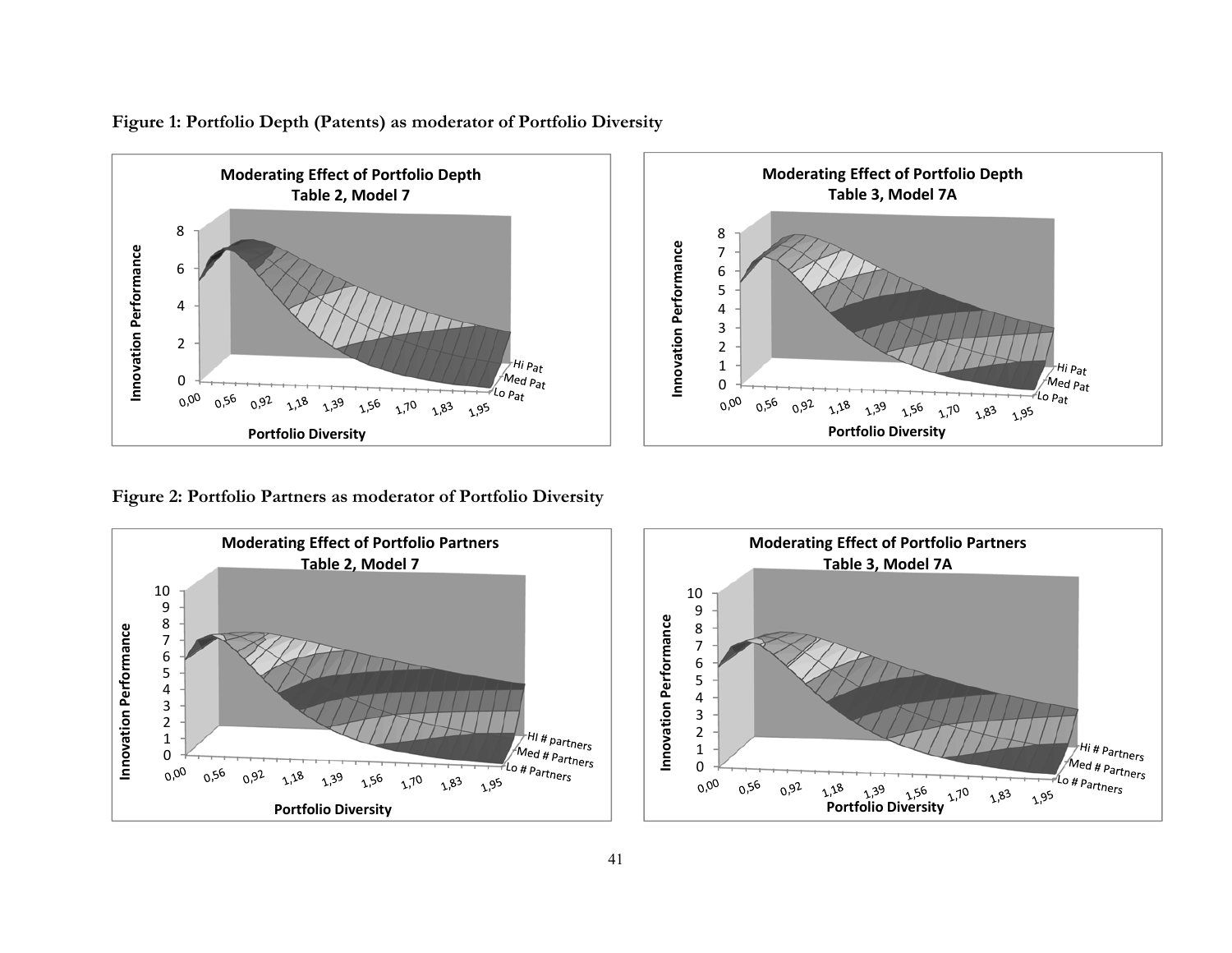**Figure 1: Portfolio Depth (Patents) as moderator of Portfolio Diversity**

Moderating Effect of Portfolio Depth
Table 2, Model 7

Innovation Performance

8
6
4
2
0

0,00 0,56 0,92 1,18 1,39 1,56 1,70 1,83 1,95

Portfolio Diversity

Hi Pat
Med Pat
Lo Pat

Moderating Effect of Portfolio Depth
Table 3, Model 7A

Innovation Performance

8
7
6
5
4
3
2
1
0

0,00 0,56 0,92 1,18 1,39 1,56 1,70 1,83 1,95

Portfolio Diversity

Hi Pat
Med Pat
Lo Pat

**Figure 2: Portfolio Partners as moderator of Portfolio Diversity**

Moderating Effect of Portfolio Partners
Table 2, Model 7

Innovation Performance

10
9
8
7
6
5
4
3
2
1
0

0,00 0,56 0,92 1,18 1,39 1,56 1,70 1,83 1,95

Portfolio Diversity

HI # partners
Med # Partners
Lo # Partners

Moderating Effect of Portfolio Partners
Table 3, Model 7A

Innovation Performance

10
9
8
7
6
5
4
3
2
1
0

0,00 0,56 0,92 1,18 1,39 1,56 1,70 1,83 1,95

Portfolio Diversity

Hi # Partners
Med # Partners
Lo # Partners